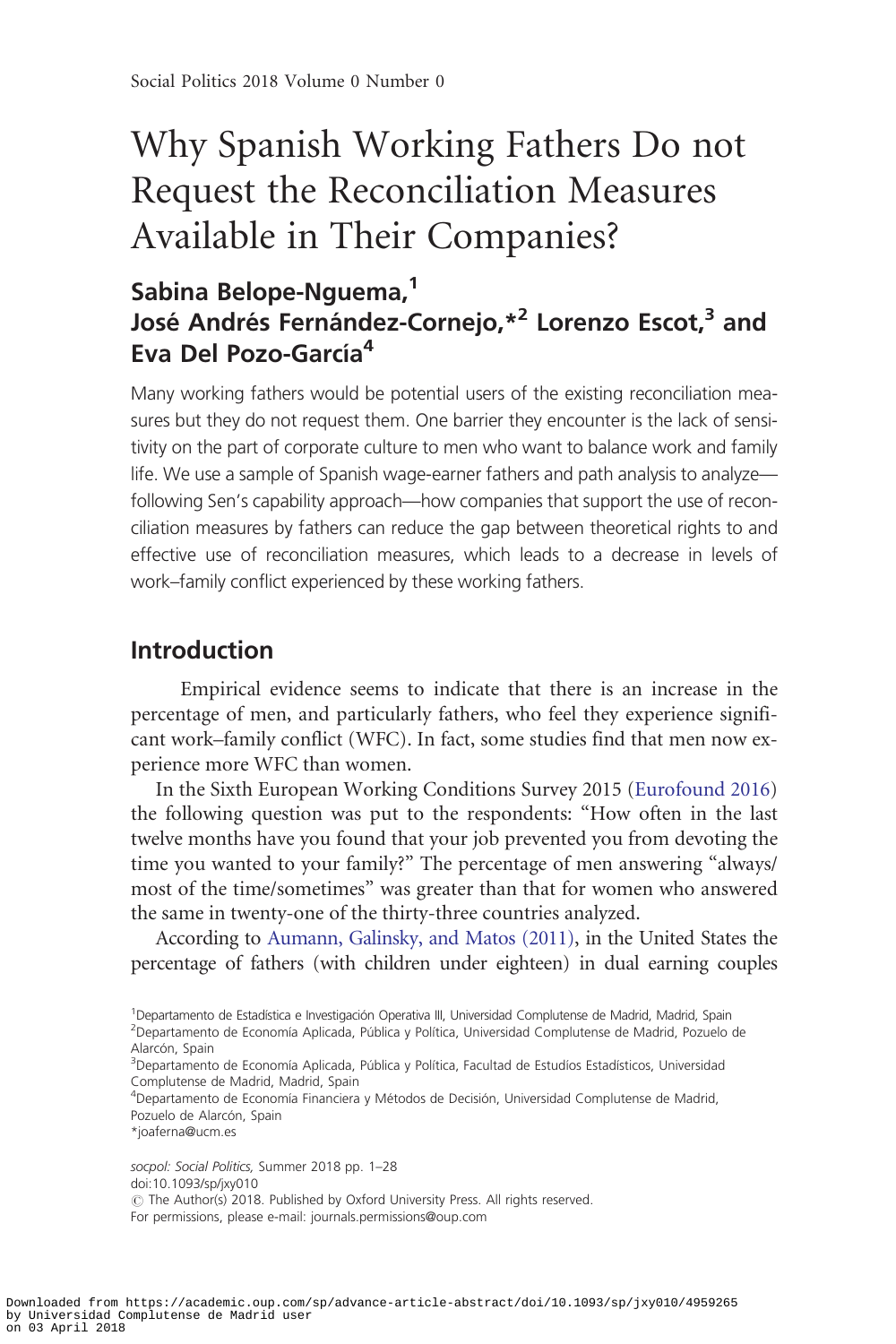# Why Spanish Working Fathers Do not Request the Reconciliation Measures Available in Their Companies?

## Sabina Belope-Nguema,[1] José Andrés Fernández-Cornejo,*[2] Lorenzo Escot,[3] and Eva Del Pozo-García[4]

Many working fathers would be potential users of the existing reconciliation measures but they do not request them. One barrier they encounter is the lack of sensitivity on the part of corporate culture to men who want to balance work and family life. We use a sample of Spanish wage-earner fathers and path analysis to analyze—following Sen's capability approach—how companies that support the use of reconciliation measures by fathers can reduce the gap between theoretical rights to and effective use of reconciliation measures, which leads to a decrease in levels of work–family conflict experienced by these working fathers.

## Introduction

Empirical evidence seems to indicate that there is an increase in the percentage of men, and particularly fathers, who feel they experience significant work–family conflict (WFC). In fact, some studies find that men now experience more WFC than women.

In the Sixth European Working Conditions Survey 2015 (Eurofound 2016) the following question was put to the respondents: "How often in the last twelve months have you found that your job prevented you from devoting the time you wanted to your family?" The percentage of men answering "always/most of the time/sometimes" was greater than that for women who answered the same in twenty-one of the thirty-three countries analyzed.

According to Aumann, Galinsky, and Matos (2011), in the United States the percentage of fathers (with children under eighteen) in dual earning couples

[1]Departamento de Estadística e Investigación Operativa III, Universidad Complutense de Madrid, Madrid, Spain
[2]Departamento de Economía Aplicada, Pública y Política, Universidad Complutense de Madrid, Pozuelo de Alarcón, Spain
[3]Departamento de Economía Aplicada, Pública y Política, Facultad de Estudíos Estadísticos, Universidad Complutense de Madrid, Madrid, Spain
[4]Departamento de Economía Financiera y Métodos de Decisión, Universidad Complutense de Madrid, Pozuelo de Alarcón, Spain
*joaferna@ucm.es

*socpol: Social Politics,* Summer 2018 pp. 1–28
doi:10.1093/sp/jxy010
© The Author(s) 2018. Published by Oxford University Press. All rights reserved.
For permissions, please e-mail: journals.permissions@oup.com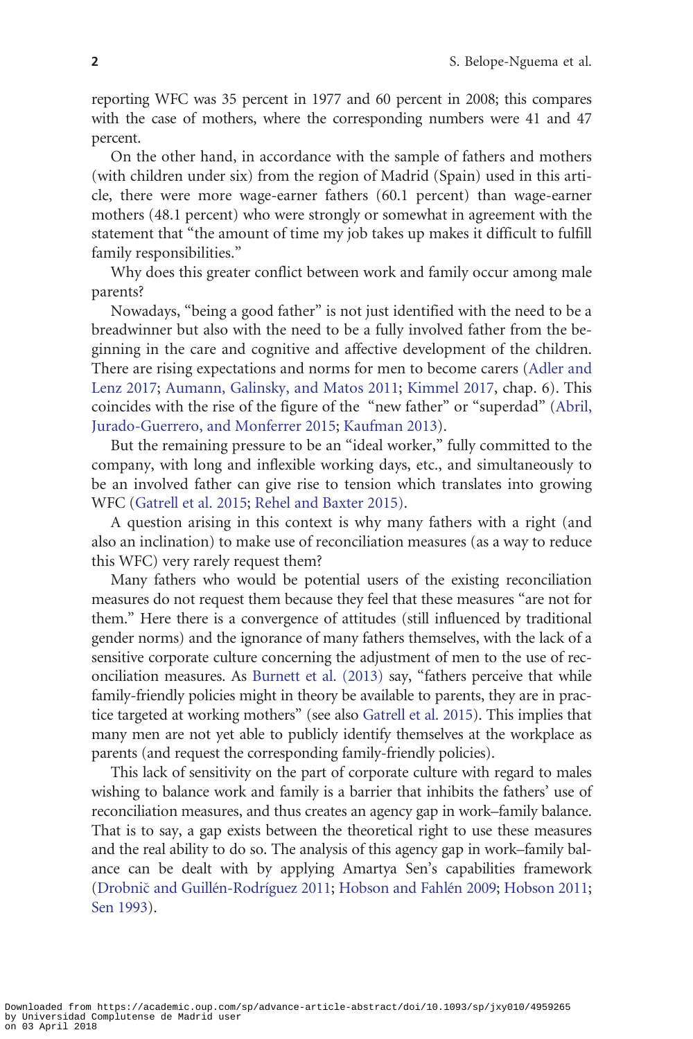reporting WFC was 35 percent in 1977 and 60 percent in 2008; this compares with the case of mothers, where the corresponding numbers were 41 and 47 percent.

On the other hand, in accordance with the sample of fathers and mothers (with children under six) from the region of Madrid (Spain) used in this article, there were more wage-earner fathers (60.1 percent) than wage-earner mothers (48.1 percent) who were strongly or somewhat in agreement with the statement that "the amount of time my job takes up makes it difficult to fulfill family responsibilities."

Why does this greater conflict between work and family occur among male parents?

Nowadays, "being a good father" is not just identified with the need to be a breadwinner but also with the need to be a fully involved father from the beginning in the care and cognitive and affective development of the children. There are rising expectations and norms for men to become carers (Adler and Lenz 2017; Aumann, Galinsky, and Matos 2011; Kimmel 2017, chap. 6). This coincides with the rise of the figure of the "new father" or "superdad" (Abril, Jurado-Guerrero, and Monferrer 2015; Kaufman 2013).

But the remaining pressure to be an "ideal worker," fully committed to the company, with long and inflexible working days, etc., and simultaneously to be an involved father can give rise to tension which translates into growing WFC (Gatrell et al. 2015; Rehel and Baxter 2015).

A question arising in this context is why many fathers with a right (and also an inclination) to make use of reconciliation measures (as a way to reduce this WFC) very rarely request them?

Many fathers who would be potential users of the existing reconciliation measures do not request them because they feel that these measures "are not for them." Here there is a convergence of attitudes (still influenced by traditional gender norms) and the ignorance of many fathers themselves, with the lack of a sensitive corporate culture concerning the adjustment of men to the use of reconciliation measures. As Burnett et al. (2013) say, "fathers perceive that while family-friendly policies might in theory be available to parents, they are in practice targeted at working mothers" (see also Gatrell et al. 2015). This implies that many men are not yet able to publicly identify themselves at the workplace as parents (and request the corresponding family-friendly policies).

This lack of sensitivity on the part of corporate culture with regard to males wishing to balance work and family is a barrier that inhibits the fathers' use of reconciliation measures, and thus creates an agency gap in work–family balance. That is to say, a gap exists between the theoretical right to use these measures and the real ability to do so. The analysis of this agency gap in work–family balance can be dealt with by applying Amartya Sen's capabilities framework (Drobnič and Guillén-Rodríguez 2011; Hobson and Fahlén 2009; Hobson 2011; Sen 1993).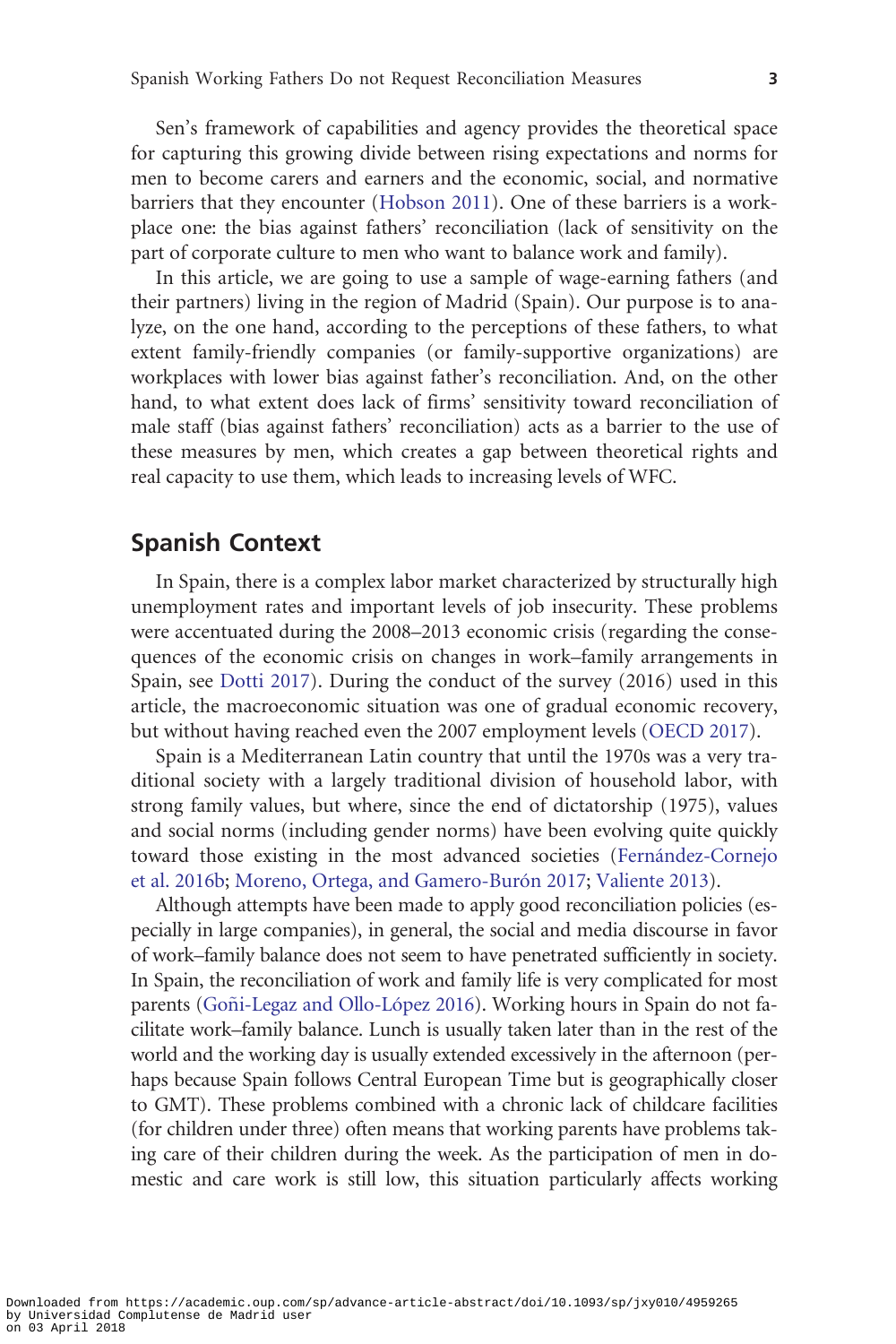Sen's framework of capabilities and agency provides the theoretical space for capturing this growing divide between rising expectations and norms for men to become carers and earners and the economic, social, and normative barriers that they encounter (Hobson 2011). One of these barriers is a workplace one: the bias against fathers' reconciliation (lack of sensitivity on the part of corporate culture to men who want to balance work and family).

In this article, we are going to use a sample of wage-earning fathers (and their partners) living in the region of Madrid (Spain). Our purpose is to analyze, on the one hand, according to the perceptions of these fathers, to what extent family-friendly companies (or family-supportive organizations) are workplaces with lower bias against father's reconciliation. And, on the other hand, to what extent does lack of firms' sensitivity toward reconciliation of male staff (bias against fathers' reconciliation) acts as a barrier to the use of these measures by men, which creates a gap between theoretical rights and real capacity to use them, which leads to increasing levels of WFC.

## Spanish Context

In Spain, there is a complex labor market characterized by structurally high unemployment rates and important levels of job insecurity. These problems were accentuated during the 2008–2013 economic crisis (regarding the consequences of the economic crisis on changes in work–family arrangements in Spain, see Dotti 2017). During the conduct of the survey (2016) used in this article, the macroeconomic situation was one of gradual economic recovery, but without having reached even the 2007 employment levels (OECD 2017).

Spain is a Mediterranean Latin country that until the 1970s was a very traditional society with a largely traditional division of household labor, with strong family values, but where, since the end of dictatorship (1975), values and social norms (including gender norms) have been evolving quite quickly toward those existing in the most advanced societies (Fernández-Cornejo et al. 2016b; Moreno, Ortega, and Gamero-Burón 2017; Valiente 2013).

Although attempts have been made to apply good reconciliation policies (especially in large companies), in general, the social and media discourse in favor of work–family balance does not seem to have penetrated sufficiently in society. In Spain, the reconciliation of work and family life is very complicated for most parents (Goñi-Legaz and Ollo-López 2016). Working hours in Spain do not facilitate work–family balance. Lunch is usually taken later than in the rest of the world and the working day is usually extended excessively in the afternoon (perhaps because Spain follows Central European Time but is geographically closer to GMT). These problems combined with a chronic lack of childcare facilities (for children under three) often means that working parents have problems taking care of their children during the week. As the participation of men in domestic and care work is still low, this situation particularly affects working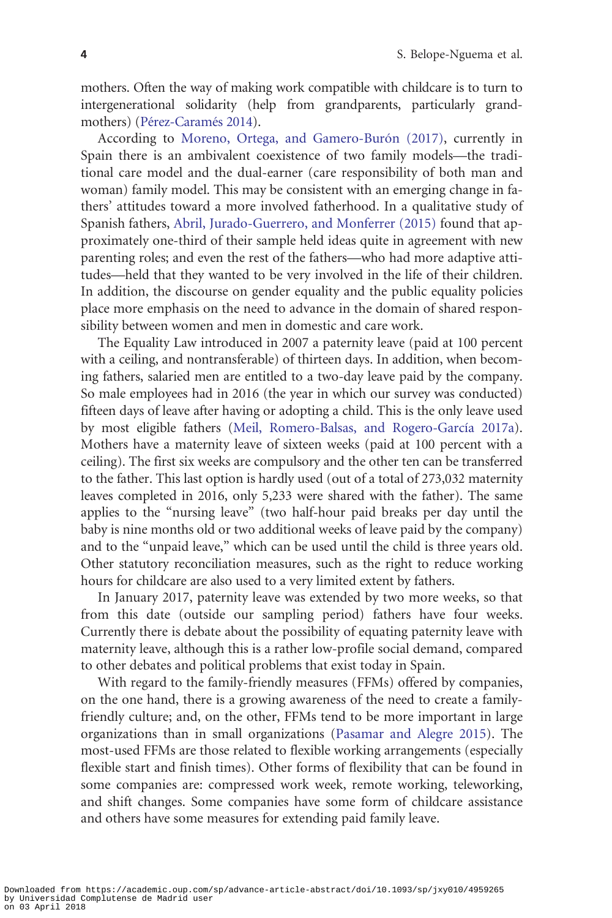mothers. Often the way of making work compatible with childcare is to turn to intergenerational solidarity (help from grandparents, particularly grandmothers) (Pérez-Caramés 2014).

According to Moreno, Ortega, and Gamero-Burón (2017), currently in Spain there is an ambivalent coexistence of two family models—the traditional care model and the dual-earner (care responsibility of both man and woman) family model. This may be consistent with an emerging change in fathers' attitudes toward a more involved fatherhood. In a qualitative study of Spanish fathers, Abril, Jurado-Guerrero, and Monferrer (2015) found that approximately one-third of their sample held ideas quite in agreement with new parenting roles; and even the rest of the fathers—who had more adaptive attitudes—held that they wanted to be very involved in the life of their children. In addition, the discourse on gender equality and the public equality policies place more emphasis on the need to advance in the domain of shared responsibility between women and men in domestic and care work.

The Equality Law introduced in 2007 a paternity leave (paid at 100 percent with a ceiling, and nontransferable) of thirteen days. In addition, when becoming fathers, salaried men are entitled to a two-day leave paid by the company. So male employees had in 2016 (the year in which our survey was conducted) fifteen days of leave after having or adopting a child. This is the only leave used by most eligible fathers (Meil, Romero-Balsas, and Rogero-García 2017a). Mothers have a maternity leave of sixteen weeks (paid at 100 percent with a ceiling). The first six weeks are compulsory and the other ten can be transferred to the father. This last option is hardly used (out of a total of 273,032 maternity leaves completed in 2016, only 5,233 were shared with the father). The same applies to the "nursing leave" (two half-hour paid breaks per day until the baby is nine months old or two additional weeks of leave paid by the company) and to the "unpaid leave," which can be used until the child is three years old. Other statutory reconciliation measures, such as the right to reduce working hours for childcare are also used to a very limited extent by fathers.

In January 2017, paternity leave was extended by two more weeks, so that from this date (outside our sampling period) fathers have four weeks. Currently there is debate about the possibility of equating paternity leave with maternity leave, although this is a rather low-profile social demand, compared to other debates and political problems that exist today in Spain.

With regard to the family-friendly measures (FFMs) offered by companies, on the one hand, there is a growing awareness of the need to create a family-friendly culture; and, on the other, FFMs tend to be more important in large organizations than in small organizations (Pasamar and Alegre 2015). The most-used FFMs are those related to flexible working arrangements (especially flexible start and finish times). Other forms of flexibility that can be found in some companies are: compressed work week, remote working, teleworking, and shift changes. Some companies have some form of childcare assistance and others have some measures for extending paid family leave.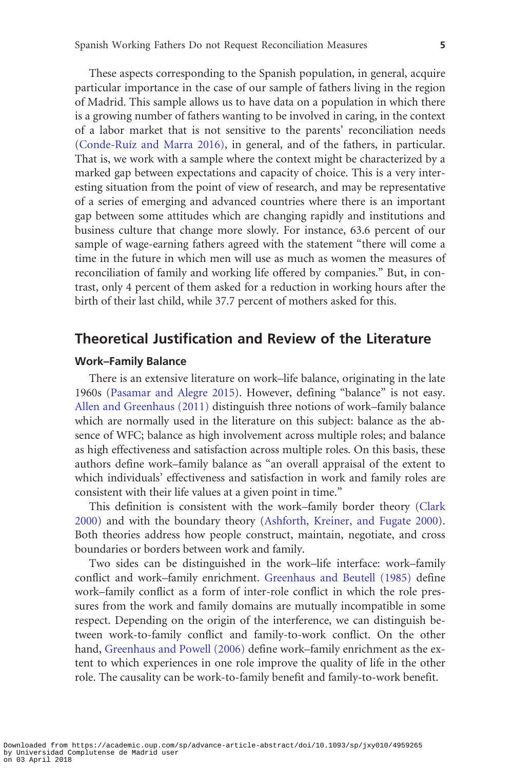These aspects corresponding to the Spanish population, in general, acquire particular importance in the case of our sample of fathers living in the region of Madrid. This sample allows us to have data on a population in which there is a growing number of fathers wanting to be involved in caring, in the context of a labor market that is not sensitive to the parents' reconciliation needs (Conde-Ruíz and Marra 2016), in general, and of the fathers, in particular. That is, we work with a sample where the context might be characterized by a marked gap between expectations and capacity of choice. This is a very interesting situation from the point of view of research, and may be representative of a series of emerging and advanced countries where there is an important gap between some attitudes which are changing rapidly and institutions and business culture that change more slowly. For instance, 63.6 percent of our sample of wage-earning fathers agreed with the statement "there will come a time in the future in which men will use as much as women the measures of reconciliation of family and working life offered by companies." But, in contrast, only 4 percent of them asked for a reduction in working hours after the birth of their last child, while 37.7 percent of mothers asked for this.

## Theoretical Justification and Review of the Literature

### Work–Family Balance

There is an extensive literature on work–life balance, originating in the late 1960s (Pasamar and Alegre 2015). However, defining "balance" is not easy. Allen and Greenhaus (2011) distinguish three notions of work–family balance which are normally used in the literature on this subject: balance as the absence of WFC; balance as high involvement across multiple roles; and balance as high effectiveness and satisfaction across multiple roles. On this basis, these authors define work–family balance as "an overall appraisal of the extent to which individuals' effectiveness and satisfaction in work and family roles are consistent with their life values at a given point in time."

This definition is consistent with the work–family border theory (Clark 2000) and with the boundary theory (Ashforth, Kreiner, and Fugate 2000). Both theories address how people construct, maintain, negotiate, and cross boundaries or borders between work and family.

Two sides can be distinguished in the work–life interface: work–family conflict and work–family enrichment. Greenhaus and Beutell (1985) define work–family conflict as a form of inter-role conflict in which the role pressures from the work and family domains are mutually incompatible in some respect. Depending on the origin of the interference, we can distinguish between work-to-family conflict and family-to-work conflict. On the other hand, Greenhaus and Powell (2006) define work–family enrichment as the extent to which experiences in one role improve the quality of life in the other role. The causality can be work-to-family benefit and family-to-work benefit.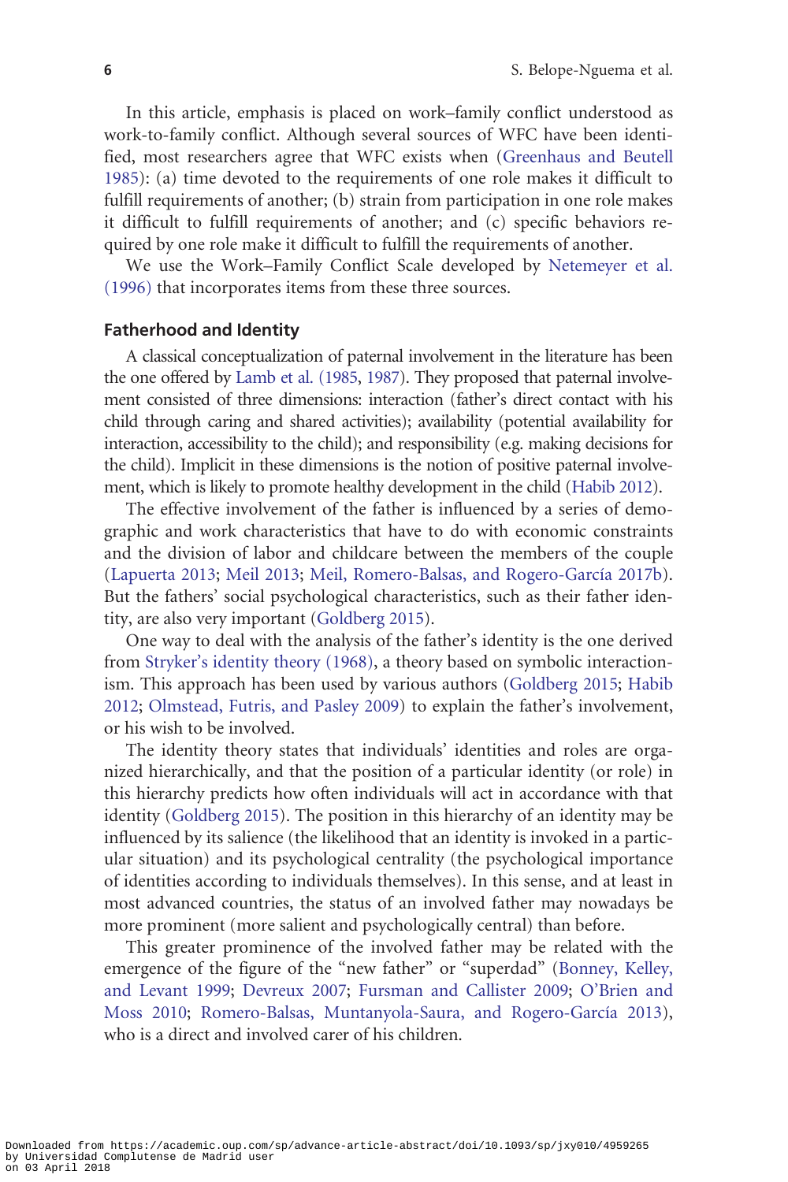In this article, emphasis is placed on work–family conflict understood as work-to-family conflict. Although several sources of WFC have been identified, most researchers agree that WFC exists when (Greenhaus and Beutell 1985): (a) time devoted to the requirements of one role makes it difficult to fulfill requirements of another; (b) strain from participation in one role makes it difficult to fulfill requirements of another; and (c) specific behaviors required by one role make it difficult to fulfill the requirements of another.

We use the Work–Family Conflict Scale developed by Netemeyer et al. (1996) that incorporates items from these three sources.

## Fatherhood and Identity

A classical conceptualization of paternal involvement in the literature has been the one offered by Lamb et al. (1985, 1987). They proposed that paternal involvement consisted of three dimensions: interaction (father's direct contact with his child through caring and shared activities); availability (potential availability for interaction, accessibility to the child); and responsibility (e.g. making decisions for the child). Implicit in these dimensions is the notion of positive paternal involvement, which is likely to promote healthy development in the child (Habib 2012).

The effective involvement of the father is influenced by a series of demographic and work characteristics that have to do with economic constraints and the division of labor and childcare between the members of the couple (Lapuerta 2013; Meil 2013; Meil, Romero-Balsas, and Rogero-García 2017b). But the fathers' social psychological characteristics, such as their father identity, are also very important (Goldberg 2015).

One way to deal with the analysis of the father's identity is the one derived from Stryker's identity theory (1968), a theory based on symbolic interactionism. This approach has been used by various authors (Goldberg 2015; Habib 2012; Olmstead, Futris, and Pasley 2009) to explain the father's involvement, or his wish to be involved.

The identity theory states that individuals' identities and roles are organized hierarchically, and that the position of a particular identity (or role) in this hierarchy predicts how often individuals will act in accordance with that identity (Goldberg 2015). The position in this hierarchy of an identity may be influenced by its salience (the likelihood that an identity is invoked in a particular situation) and its psychological centrality (the psychological importance of identities according to individuals themselves). In this sense, and at least in most advanced countries, the status of an involved father may nowadays be more prominent (more salient and psychologically central) than before.

This greater prominence of the involved father may be related with the emergence of the figure of the "new father" or "superdad" (Bonney, Kelley, and Levant 1999; Devreux 2007; Fursman and Callister 2009; O'Brien and Moss 2010; Romero-Balsas, Muntanyola-Saura, and Rogero-García 2013), who is a direct and involved carer of his children.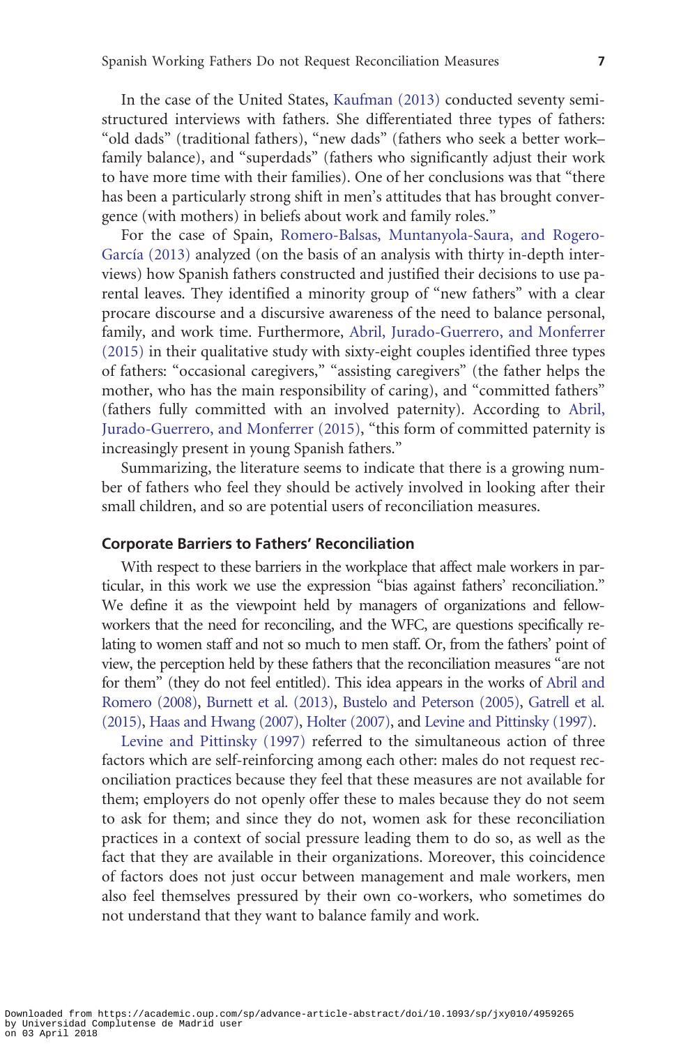In the case of the United States, Kaufman (2013) conducted seventy semi-structured interviews with fathers. She differentiated three types of fathers: "old dads" (traditional fathers), "new dads" (fathers who seek a better work–family balance), and "superdads" (fathers who significantly adjust their work to have more time with their families). One of her conclusions was that "there has been a particularly strong shift in men's attitudes that has brought convergence (with mothers) in beliefs about work and family roles."

For the case of Spain, Romero-Balsas, Muntanyola-Saura, and Rogero-García (2013) analyzed (on the basis of an analysis with thirty in-depth interviews) how Spanish fathers constructed and justified their decisions to use parental leaves. They identified a minority group of "new fathers" with a clear procare discourse and a discursive awareness of the need to balance personal, family, and work time. Furthermore, Abril, Jurado-Guerrero, and Monferrer (2015) in their qualitative study with sixty-eight couples identified three types of fathers: "occasional caregivers," "assisting caregivers" (the father helps the mother, who has the main responsibility of caring), and "committed fathers" (fathers fully committed with an involved paternity). According to Abril, Jurado-Guerrero, and Monferrer (2015), "this form of committed paternity is increasingly present in young Spanish fathers."

Summarizing, the literature seems to indicate that there is a growing number of fathers who feel they should be actively involved in looking after their small children, and so are potential users of reconciliation measures.

## Corporate Barriers to Fathers' Reconciliation

With respect to these barriers in the workplace that affect male workers in particular, in this work we use the expression "bias against fathers' reconciliation." We define it as the viewpoint held by managers of organizations and fellow-workers that the need for reconciling, and the WFC, are questions specifically relating to women staff and not so much to men staff. Or, from the fathers' point of view, the perception held by these fathers that the reconciliation measures "are not for them" (they do not feel entitled). This idea appears in the works of Abril and Romero (2008), Burnett et al. (2013), Bustelo and Peterson (2005), Gatrell et al. (2015), Haas and Hwang (2007), Holter (2007), and Levine and Pittinsky (1997).

Levine and Pittinsky (1997) referred to the simultaneous action of three factors which are self-reinforcing among each other: males do not request reconciliation practices because they feel that these measures are not available for them; employers do not openly offer these to males because they do not seem to ask for them; and since they do not, women ask for these reconciliation practices in a context of social pressure leading them to do so, as well as the fact that they are available in their organizations. Moreover, this coincidence of factors does not just occur between management and male workers, men also feel themselves pressured by their own co-workers, who sometimes do not understand that they want to balance family and work.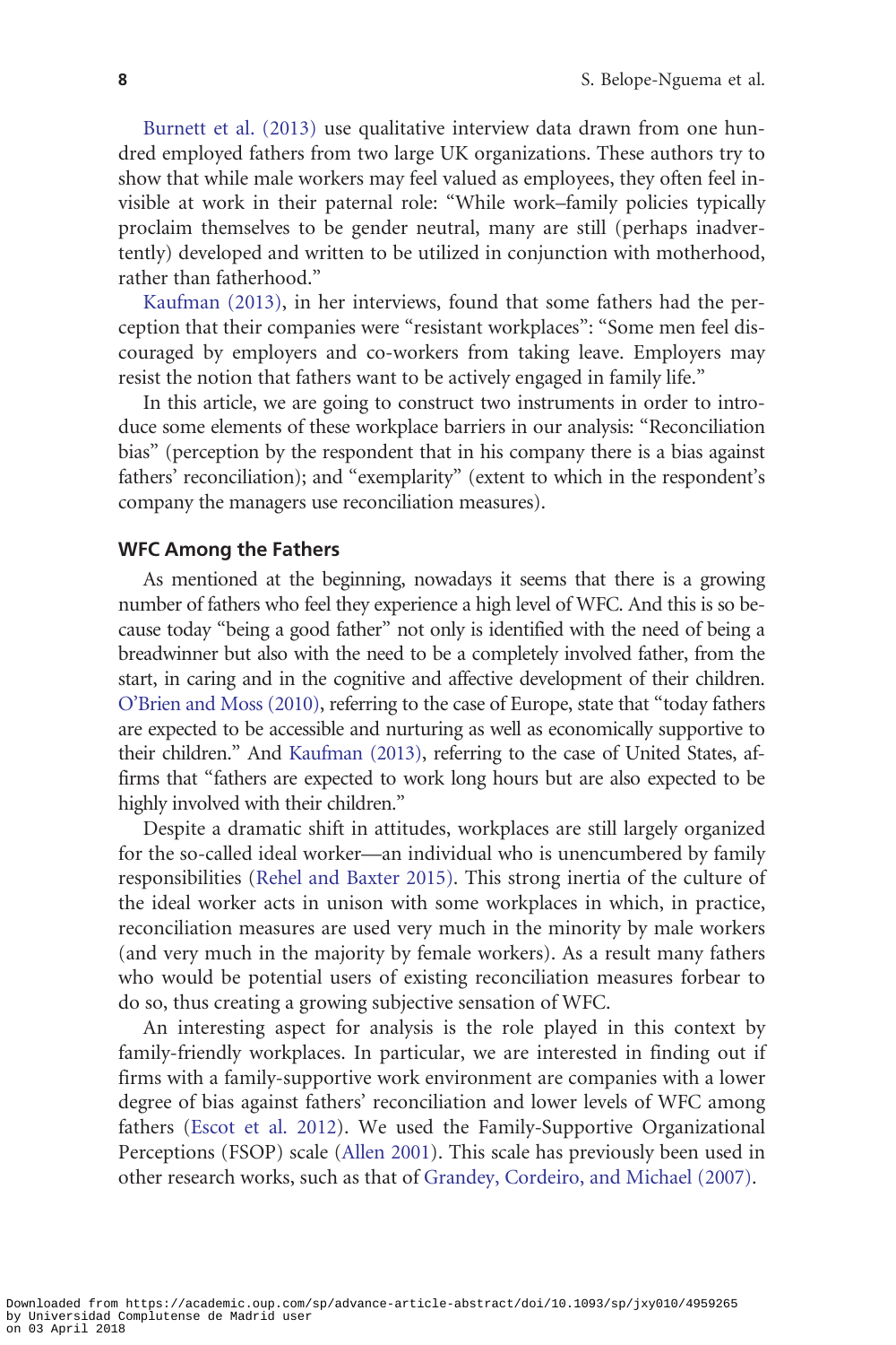Burnett et al. (2013) use qualitative interview data drawn from one hundred employed fathers from two large UK organizations. These authors try to show that while male workers may feel valued as employees, they often feel invisible at work in their paternal role: "While work–family policies typically proclaim themselves to be gender neutral, many are still (perhaps inadvertently) developed and written to be utilized in conjunction with motherhood, rather than fatherhood."

Kaufman (2013), in her interviews, found that some fathers had the perception that their companies were "resistant workplaces": "Some men feel discouraged by employers and co-workers from taking leave. Employers may resist the notion that fathers want to be actively engaged in family life."

In this article, we are going to construct two instruments in order to introduce some elements of these workplace barriers in our analysis: "Reconciliation bias" (perception by the respondent that in his company there is a bias against fathers' reconciliation); and "exemplarity" (extent to which in the respondent's company the managers use reconciliation measures).

## WFC Among the Fathers

As mentioned at the beginning, nowadays it seems that there is a growing number of fathers who feel they experience a high level of WFC. And this is so because today "being a good father" not only is identified with the need of being a breadwinner but also with the need to be a completely involved father, from the start, in caring and in the cognitive and affective development of their children. O'Brien and Moss (2010), referring to the case of Europe, state that "today fathers are expected to be accessible and nurturing as well as economically supportive to their children." And Kaufman (2013), referring to the case of United States, affirms that "fathers are expected to work long hours but are also expected to be highly involved with their children."

Despite a dramatic shift in attitudes, workplaces are still largely organized for the so-called ideal worker—an individual who is unencumbered by family responsibilities (Rehel and Baxter 2015). This strong inertia of the culture of the ideal worker acts in unison with some workplaces in which, in practice, reconciliation measures are used very much in the minority by male workers (and very much in the majority by female workers). As a result many fathers who would be potential users of existing reconciliation measures forbear to do so, thus creating a growing subjective sensation of WFC.

An interesting aspect for analysis is the role played in this context by family-friendly workplaces. In particular, we are interested in finding out if firms with a family-supportive work environment are companies with a lower degree of bias against fathers' reconciliation and lower levels of WFC among fathers (Escot et al. 2012). We used the Family-Supportive Organizational Perceptions (FSOP) scale (Allen 2001). This scale has previously been used in other research works, such as that of Grandey, Cordeiro, and Michael (2007).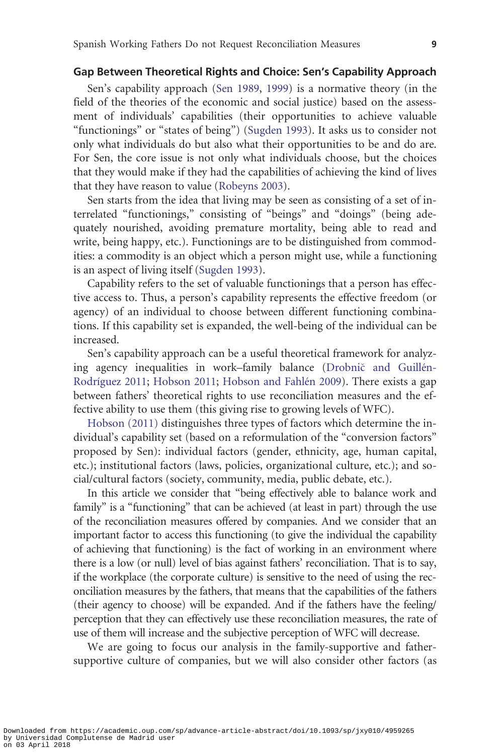## Gap Between Theoretical Rights and Choice: Sen's Capability Approach

Sen's capability approach (Sen 1989, 1999) is a normative theory (in the field of the theories of the economic and social justice) based on the assessment of individuals' capabilities (their opportunities to achieve valuable "functionings" or "states of being") (Sugden 1993). It asks us to consider not only what individuals do but also what their opportunities to be and do are. For Sen, the core issue is not only what individuals choose, but the choices that they would make if they had the capabilities of achieving the kind of lives that they have reason to value (Robeyns 2003).

Sen starts from the idea that living may be seen as consisting of a set of interrelated "functionings," consisting of "beings" and "doings" (being adequately nourished, avoiding premature mortality, being able to read and write, being happy, etc.). Functionings are to be distinguished from commodities: a commodity is an object which a person might use, while a functioning is an aspect of living itself (Sugden 1993).

Capability refers to the set of valuable functionings that a person has effective access to. Thus, a person's capability represents the effective freedom (or agency) of an individual to choose between different functioning combinations. If this capability set is expanded, the well-being of the individual can be increased.

Sen's capability approach can be a useful theoretical framework for analyzing agency inequalities in work–family balance (Drobnič and Guillén-Rodríguez 2011; Hobson 2011; Hobson and Fahlén 2009). There exists a gap between fathers' theoretical rights to use reconciliation measures and the effective ability to use them (this giving rise to growing levels of WFC).

Hobson (2011) distinguishes three types of factors which determine the individual's capability set (based on a reformulation of the "conversion factors" proposed by Sen): individual factors (gender, ethnicity, age, human capital, etc.); institutional factors (laws, policies, organizational culture, etc.); and social/cultural factors (society, community, media, public debate, etc.).

In this article we consider that "being effectively able to balance work and family" is a "functioning" that can be achieved (at least in part) through the use of the reconciliation measures offered by companies. And we consider that an important factor to access this functioning (to give the individual the capability of achieving that functioning) is the fact of working in an environment where there is a low (or null) level of bias against fathers' reconciliation. That is to say, if the workplace (the corporate culture) is sensitive to the need of using the reconciliation measures by the fathers, that means that the capabilities of the fathers (their agency to choose) will be expanded. And if the fathers have the feeling/perception that they can effectively use these reconciliation measures, the rate of use of them will increase and the subjective perception of WFC will decrease.

We are going to focus our analysis in the family-supportive and father-supportive culture of companies, but we will also consider other factors (as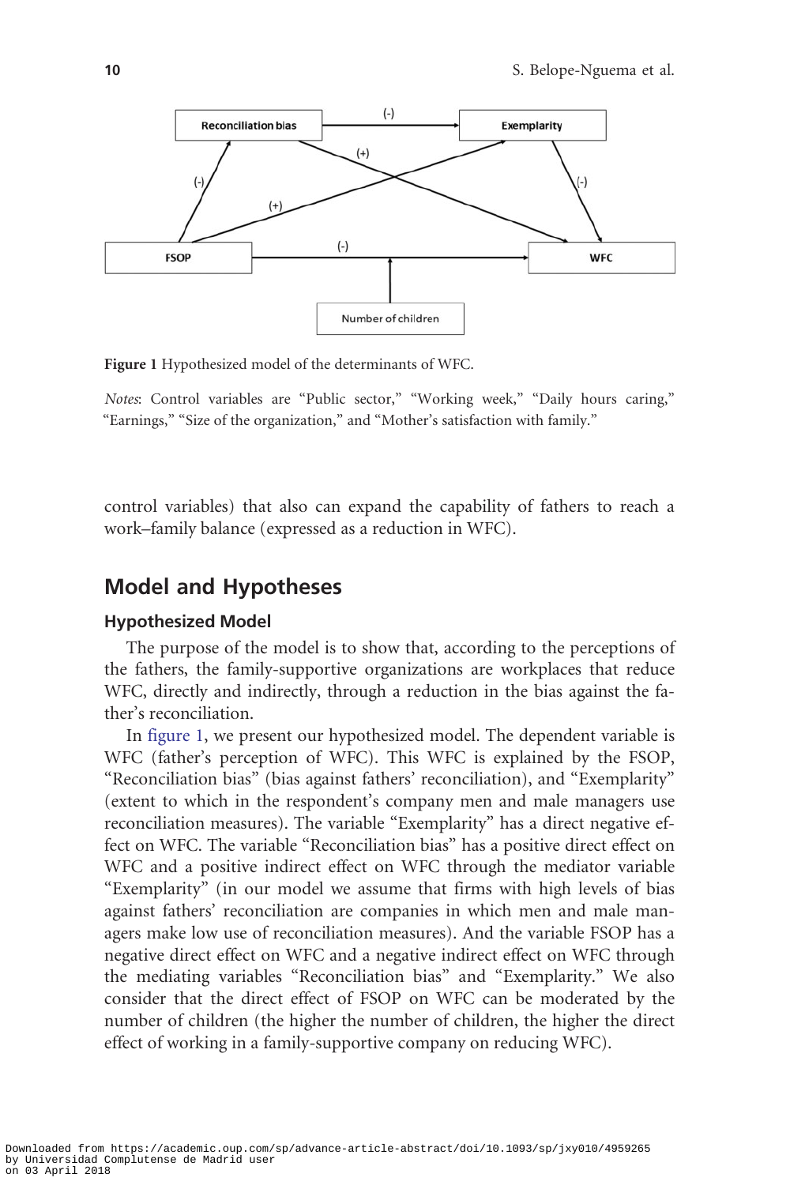Figure 1 Hypothesized model of the determinants of WFC.

*Notes*: Control variables are "Public sector," "Working week," "Daily hours caring," "Earnings," "Size of the organization," and "Mother's satisfaction with family."

control variables) that also can expand the capability of fathers to reach a work–family balance (expressed as a reduction in WFC).

## Model and Hypotheses

### Hypothesized Model

The purpose of the model is to show that, according to the perceptions of the fathers, the family-supportive organizations are workplaces that reduce WFC, directly and indirectly, through a reduction in the bias against the father's reconciliation.

In figure 1, we present our hypothesized model. The dependent variable is WFC (father's perception of WFC). This WFC is explained by the FSOP, "Reconciliation bias" (bias against fathers' reconciliation), and "Exemplarity" (extent to which in the respondent's company men and male managers use reconciliation measures). The variable "Exemplarity" has a direct negative effect on WFC. The variable "Reconciliation bias" has a positive direct effect on WFC and a positive indirect effect on WFC through the mediator variable "Exemplarity" (in our model we assume that firms with high levels of bias against fathers' reconciliation are companies in which men and male managers make low use of reconciliation measures). And the variable FSOP has a negative direct effect on WFC and a negative indirect effect on WFC through the mediating variables "Reconciliation bias" and "Exemplarity." We also consider that the direct effect of FSOP on WFC can be moderated by the number of children (the higher the number of children, the higher the direct effect of working in a family-supportive company on reducing WFC).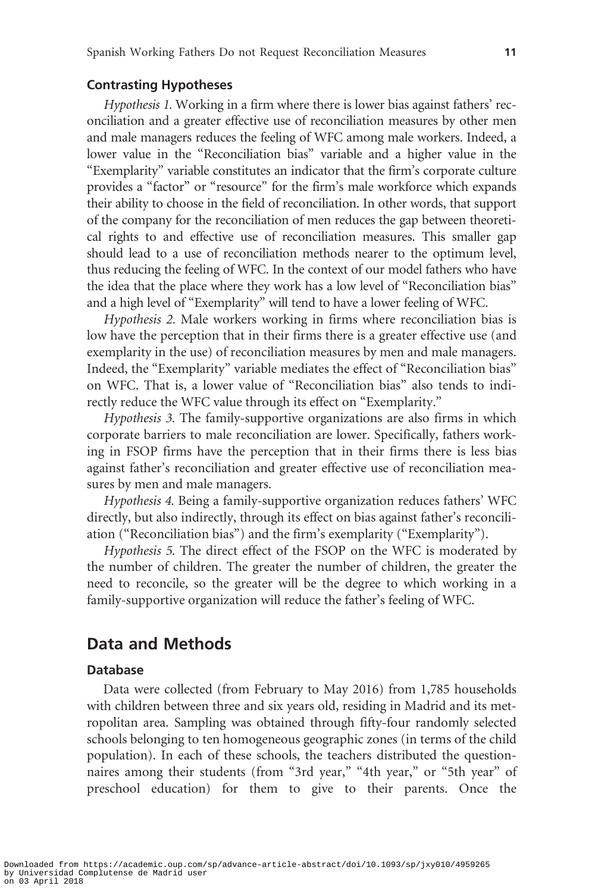### Contrasting Hypotheses

*Hypothesis 1.* Working in a firm where there is lower bias against fathers' reconciliation and a greater effective use of reconciliation measures by other men and male managers reduces the feeling of WFC among male workers. Indeed, a lower value in the "Reconciliation bias" variable and a higher value in the "Exemplarity" variable constitutes an indicator that the firm's corporate culture provides a "factor" or "resource" for the firm's male workforce which expands their ability to choose in the field of reconciliation. In other words, that support of the company for the reconciliation of men reduces the gap between theoretical rights to and effective use of reconciliation measures. This smaller gap should lead to a use of reconciliation methods nearer to the optimum level, thus reducing the feeling of WFC. In the context of our model fathers who have the idea that the place where they work has a low level of "Reconciliation bias" and a high level of "Exemplarity" will tend to have a lower feeling of WFC.

*Hypothesis 2.* Male workers working in firms where reconciliation bias is low have the perception that in their firms there is a greater effective use (and exemplarity in the use) of reconciliation measures by men and male managers. Indeed, the "Exemplarity" variable mediates the effect of "Reconciliation bias" on WFC. That is, a lower value of "Reconciliation bias" also tends to indirectly reduce the WFC value through its effect on "Exemplarity."

*Hypothesis 3.* The family-supportive organizations are also firms in which corporate barriers to male reconciliation are lower. Specifically, fathers working in FSOP firms have the perception that in their firms there is less bias against father's reconciliation and greater effective use of reconciliation measures by men and male managers.

*Hypothesis 4.* Being a family-supportive organization reduces fathers' WFC directly, but also indirectly, through its effect on bias against father's reconciliation ("Reconciliation bias") and the firm's exemplarity ("Exemplarity").

*Hypothesis 5.* The direct effect of the FSOP on the WFC is moderated by the number of children. The greater the number of children, the greater the need to reconcile, so the greater will be the degree to which working in a family-supportive organization will reduce the father's feeling of WFC.

## Data and Methods

### Database

Data were collected (from February to May 2016) from 1,785 households with children between three and six years old, residing in Madrid and its metropolitan area. Sampling was obtained through fifty-four randomly selected schools belonging to ten homogeneous geographic zones (in terms of the child population). In each of these schools, the teachers distributed the questionnaires among their students (from "3rd year," "4th year," or "5th year" of preschool education) for them to give to their parents. Once the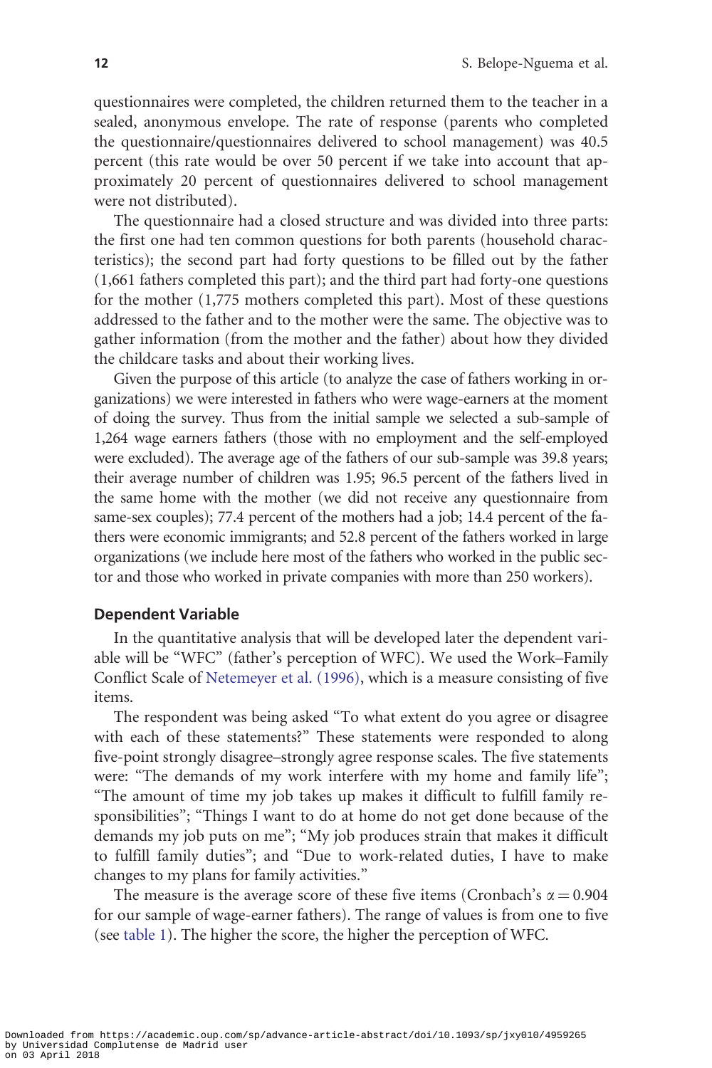questionnaires were completed, the children returned them to the teacher in a sealed, anonymous envelope. The rate of response (parents who completed the questionnaire/questionnaires delivered to school management) was 40.5 percent (this rate would be over 50 percent if we take into account that approximately 20 percent of questionnaires delivered to school management were not distributed).

The questionnaire had a closed structure and was divided into three parts: the first one had ten common questions for both parents (household characteristics); the second part had forty questions to be filled out by the father (1,661 fathers completed this part); and the third part had forty-one questions for the mother (1,775 mothers completed this part). Most of these questions addressed to the father and to the mother were the same. The objective was to gather information (from the mother and the father) about how they divided the childcare tasks and about their working lives.

Given the purpose of this article (to analyze the case of fathers working in organizations) we were interested in fathers who were wage-earners at the moment of doing the survey. Thus from the initial sample we selected a sub-sample of 1,264 wage earners fathers (those with no employment and the self-employed were excluded). The average age of the fathers of our sub-sample was 39.8 years; their average number of children was 1.95; 96.5 percent of the fathers lived in the same home with the mother (we did not receive any questionnaire from same-sex couples); 77.4 percent of the mothers had a job; 14.4 percent of the fathers were economic immigrants; and 52.8 percent of the fathers worked in large organizations (we include here most of the fathers who worked in the public sector and those who worked in private companies with more than 250 workers).

### Dependent Variable

In the quantitative analysis that will be developed later the dependent variable will be "WFC" (father's perception of WFC). We used the Work–Family Conflict Scale of Netemeyer et al. (1996), which is a measure consisting of five items.

The respondent was being asked "To what extent do you agree or disagree with each of these statements?" These statements were responded to along five-point strongly disagree–strongly agree response scales. The five statements were: "The demands of my work interfere with my home and family life"; "The amount of time my job takes up makes it difficult to fulfill family responsibilities"; "Things I want to do at home do not get done because of the demands my job puts on me"; "My job produces strain that makes it difficult to fulfill family duties"; and "Due to work-related duties, I have to make changes to my plans for family activities."

The measure is the average score of these five items (Cronbach's $\alpha = 0.904$ for our sample of wage-earner fathers). The range of values is from one to five (see table 1). The higher the score, the higher the perception of WFC.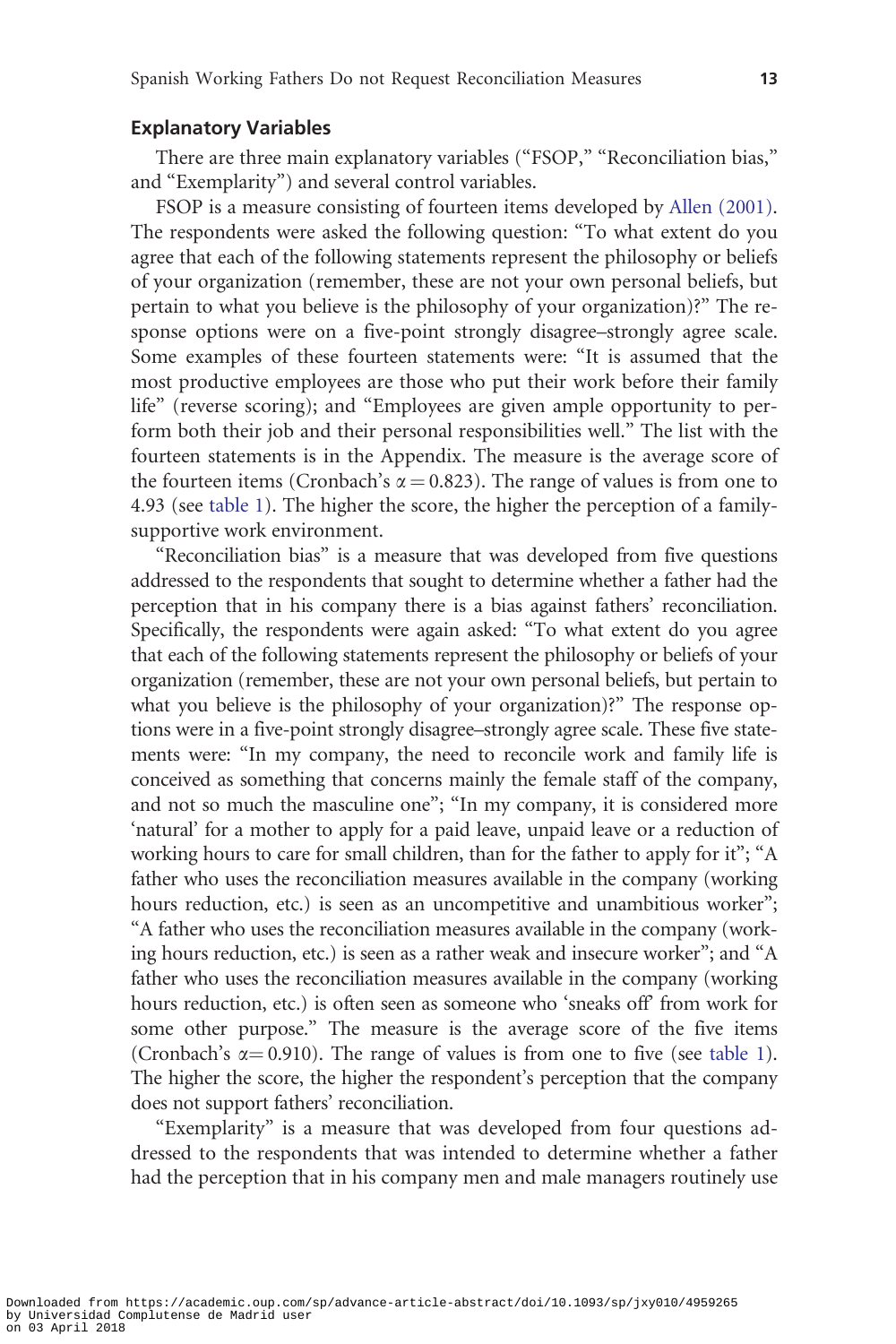### Explanatory Variables

There are three main explanatory variables ("FSOP," "Reconciliation bias," and "Exemplarity") and several control variables.

FSOP is a measure consisting of fourteen items developed by Allen (2001). The respondents were asked the following question: "To what extent do you agree that each of the following statements represent the philosophy or beliefs of your organization (remember, these are not your own personal beliefs, but pertain to what you believe is the philosophy of your organization)?" The response options were on a five-point strongly disagree–strongly agree scale. Some examples of these fourteen statements were: "It is assumed that the most productive employees are those who put their work before their family life" (reverse scoring); and "Employees are given ample opportunity to perform both their job and their personal responsibilities well." The list with the fourteen statements is in the Appendix. The measure is the average score of the fourteen items (Cronbach's $\alpha = 0.823$). The range of values is from one to 4.93 (see table 1). The higher the score, the higher the perception of a family-supportive work environment.

"Reconciliation bias" is a measure that was developed from five questions addressed to the respondents that sought to determine whether a father had the perception that in his company there is a bias against fathers' reconciliation. Specifically, the respondents were again asked: "To what extent do you agree that each of the following statements represent the philosophy or beliefs of your organization (remember, these are not your own personal beliefs, but pertain to what you believe is the philosophy of your organization)?" The response options were in a five-point strongly disagree–strongly agree scale. These five statements were: "In my company, the need to reconcile work and family life is conceived as something that concerns mainly the female staff of the company, and not so much the masculine one"; "In my company, it is considered more 'natural' for a mother to apply for a paid leave, unpaid leave or a reduction of working hours to care for small children, than for the father to apply for it"; "A father who uses the reconciliation measures available in the company (working hours reduction, etc.) is seen as an uncompetitive and unambitious worker"; "A father who uses the reconciliation measures available in the company (working hours reduction, etc.) is seen as a rather weak and insecure worker"; and "A father who uses the reconciliation measures available in the company (working hours reduction, etc.) is often seen as someone who 'sneaks off' from work for some other purpose." The measure is the average score of the five items (Cronbach's $\alpha = 0.910$). The range of values is from one to five (see table 1). The higher the score, the higher the respondent's perception that the company does not support fathers' reconciliation.

"Exemplarity" is a measure that was developed from four questions addressed to the respondents that was intended to determine whether a father had the perception that in his company men and male managers routinely use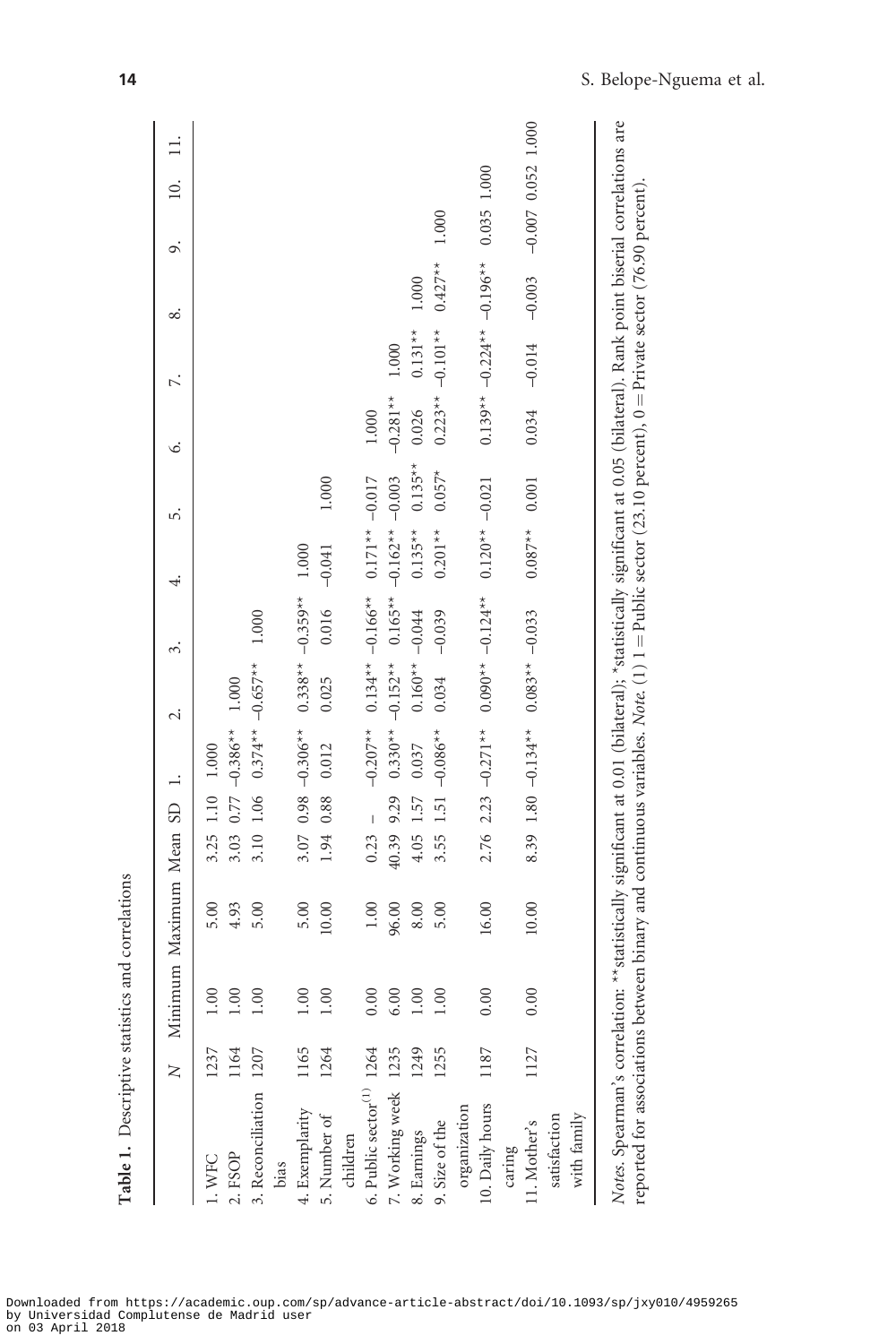**Table 1.** Descriptive statistics and correlations

| | N | Minimum | Maximum | Mean | SD | 1. | 2. | 3. | 4. | 5. | 6. | 7. | 8. | 9. | 10. | 11. |
|---|---|---|---|---|---|---|---|---|---|---|---|---|---|---|---|---|
| 1. WFC | 1237 | 1.00 | 5.00 | 3.25 | 1.10 | 1.000 | | | | | | | | | | |
| 2. FSOP | 1164 | 1.00 | 4.93 | 3.03 | 0.77 | −0.386** | 1.000 | | | | | | | | | |
| 3. Reconciliation bias | 1207 | 1.00 | 5.00 | 3.10 | 1.06 | 0.374** | −0.657** | 1.000 | | | | | | | | |
| 4. Exemplarity | 1165 | 1.00 | 5.00 | 3.07 | 0.98 | −0.306** | 0.338** | −0.359** | 1.000 | | | | | | | |
| 5. Number of children | 1264 | 1.00 | 10.00 | 1.94 | 0.88 | 0.012 | 0.025 | 0.016 | −0.041 | 1.000 | | | | | | |
| 6. Public sector(1) | 1264 | 0.00 | 1.00 | 0.23 | – | −0.207** | 0.134** | −0.166** | 0.171** | −0.017 | 1.000 | | | | | |
| 7. Working week | 1235 | 6.00 | 96.00 | 40.39 | 9.29 | 0.330** | −0.152** | 0.165** | −0.162** | −0.003 | −0.281** | 1.000 | | | | |
| 8. Earnings | 1249 | 1.00 | 8.00 | 4.05 | 1.57 | 0.037 | 0.160** | −0.044 | 0.135** | 0.135** | 0.026 | 0.131** | 1.000 | | | |
| 9. Size of the organization | 1255 | 1.00 | 5.00 | 3.55 | 1.51 | −0.086** | 0.034 | −0.039 | 0.201** | 0.057* | 0.223** | −0.101** | 0.427** | 1.000 | | |
| 10. Daily hours caring | 1187 | 0.00 | 16.00 | 2.76 | 2.23 | −0.271** | 0.090** | −0.124** | 0.120** | −0.021 | 0.139** | −0.224** | −0.196** | 0.035 | 1.000 | |
| 11. Mother's satisfaction with family | 1127 | 0.00 | 10.00 | 8.39 | 1.80 | −0.134** | 0.083** | −0.033 | 0.087** | 0.001 | 0.034 | −0.014 | −0.003 | −0.007 | 0.052 | 1.000 |

*Notes*. Spearman's correlation: **statistically significant at 0.01 (bilateral); *statistically significant at 0.05 (bilateral). Rank point biserial correlations are reported for associations between binary and continuous variables. *Note.* (1) 1 = Public sector (23.10 percent), 0 = Private sector (76.90 percent).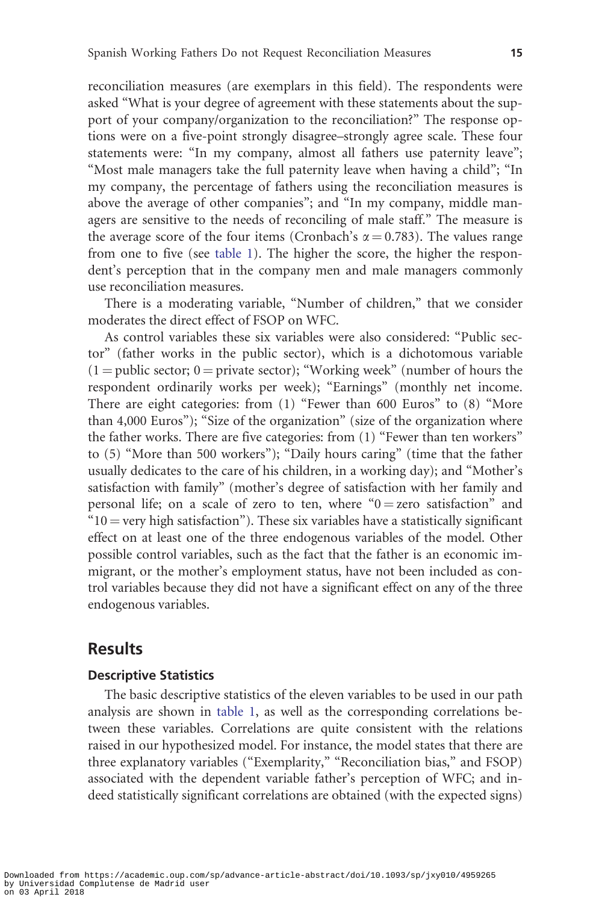reconciliation measures (are exemplars in this field). The respondents were asked "What is your degree of agreement with these statements about the support of your company/organization to the reconciliation?" The response options were on a five-point strongly disagree–strongly agree scale. These four statements were: "In my company, almost all fathers use paternity leave"; "Most male managers take the full paternity leave when having a child"; "In my company, the percentage of fathers using the reconciliation measures is above the average of other companies"; and "In my company, middle managers are sensitive to the needs of reconciling of male staff." The measure is the average score of the four items (Cronbach's $\alpha = 0.783$). The values range from one to five (see table 1). The higher the score, the higher the respondent's perception that in the company men and male managers commonly use reconciliation measures.

There is a moderating variable, "Number of children," that we consider moderates the direct effect of FSOP on WFC.

As control variables these six variables were also considered: "Public sector" (father works in the public sector), which is a dichotomous variable (1 = public sector; 0 = private sector); "Working week" (number of hours the respondent ordinarily works per week); "Earnings" (monthly net income. There are eight categories: from (1) "Fewer than 600 Euros" to (8) "More than 4,000 Euros"); "Size of the organization" (size of the organization where the father works. There are five categories: from (1) "Fewer than ten workers" to (5) "More than 500 workers"); "Daily hours caring" (time that the father usually dedicates to the care of his children, in a working day); and "Mother's satisfaction with family" (mother's degree of satisfaction with her family and personal life; on a scale of zero to ten, where "0 = zero satisfaction" and "10 = very high satisfaction"). These six variables have a statistically significant effect on at least one of the three endogenous variables of the model. Other possible control variables, such as the fact that the father is an economic immigrant, or the mother's employment status, have not been included as control variables because they did not have a significant effect on any of the three endogenous variables.

## Results

### Descriptive Statistics

The basic descriptive statistics of the eleven variables to be used in our path analysis are shown in table 1, as well as the corresponding correlations between these variables. Correlations are quite consistent with the relations raised in our hypothesized model. For instance, the model states that there are three explanatory variables ("Exemplarity," "Reconciliation bias," and FSOP) associated with the dependent variable father's perception of WFC; and indeed statistically significant correlations are obtained (with the expected signs)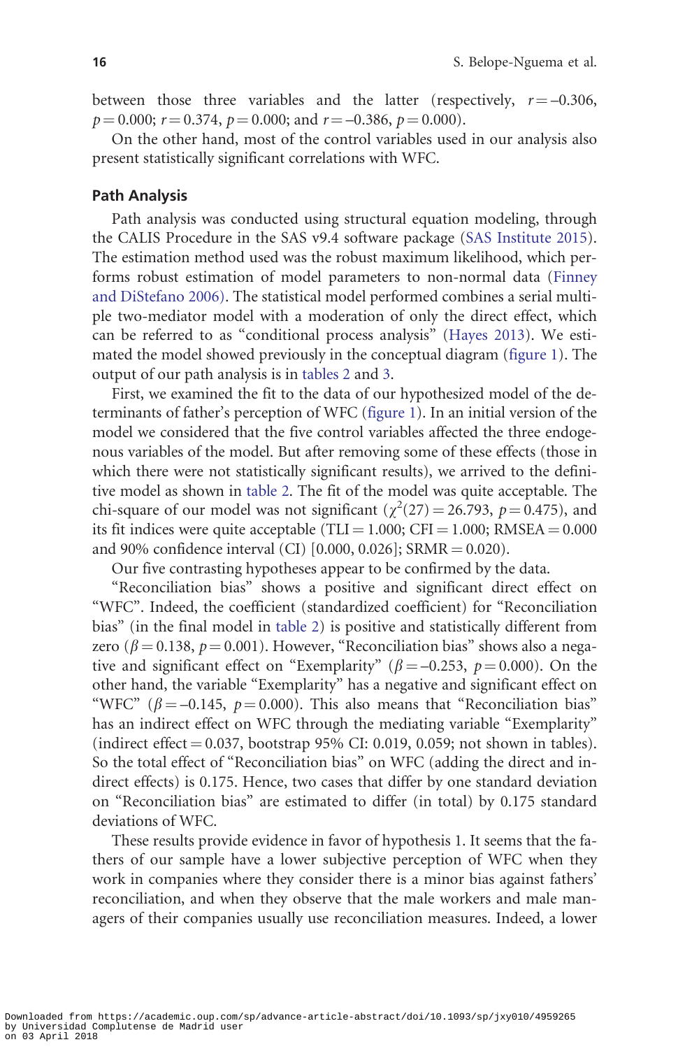between those three variables and the latter (respectively, $r = -0.306$, $p = 0.000$; $r = 0.374$, $p = 0.000$; and $r = -0.386$, $p = 0.000$).

On the other hand, most of the control variables used in our analysis also present statistically significant correlations with WFC.

## Path Analysis

Path analysis was conducted using structural equation modeling, through the CALIS Procedure in the SAS v9.4 software package (SAS Institute 2015). The estimation method used was the robust maximum likelihood, which performs robust estimation of model parameters to non-normal data (Finney and DiStefano 2006). The statistical model performed combines a serial multiple two-mediator model with a moderation of only the direct effect, which can be referred to as "conditional process analysis" (Hayes 2013). We estimated the model showed previously in the conceptual diagram (figure 1). The output of our path analysis is in tables 2 and 3.

First, we examined the fit to the data of our hypothesized model of the determinants of father's perception of WFC (figure 1). In an initial version of the model we considered that the five control variables affected the three endogenous variables of the model. But after removing some of these effects (those in which there were not statistically significant results), we arrived to the definitive model as shown in table 2. The fit of the model was quite acceptable. The chi-square of our model was not significant ($\chi^2(27) = 26.793$, $p = 0.475$), and its fit indices were quite acceptable (TLI = 1.000; CFI = 1.000; RMSEA = 0.000 and 90% confidence interval (CI) [0.000, 0.026]; SRMR = 0.020).

Our five contrasting hypotheses appear to be confirmed by the data.

"Reconciliation bias" shows a positive and significant direct effect on "WFC". Indeed, the coefficient (standardized coefficient) for "Reconciliation bias" (in the final model in table 2) is positive and statistically different from zero ($\beta = 0.138$, $p = 0.001$). However, "Reconciliation bias" shows also a negative and significant effect on "Exemplarity" ($\beta = -0.253$, $p = 0.000$). On the other hand, the variable "Exemplarity" has a negative and significant effect on "WFC" ($\beta = -0.145$, $p = 0.000$). This also means that "Reconciliation bias" has an indirect effect on WFC through the mediating variable "Exemplarity" (indirect effect = 0.037, bootstrap 95% CI: 0.019, 0.059; not shown in tables). So the total effect of "Reconciliation bias" on WFC (adding the direct and indirect effects) is 0.175. Hence, two cases that differ by one standard deviation on "Reconciliation bias" are estimated to differ (in total) by 0.175 standard deviations of WFC.

These results provide evidence in favor of hypothesis 1. It seems that the fathers of our sample have a lower subjective perception of WFC when they work in companies where they consider there is a minor bias against fathers' reconciliation, and when they observe that the male workers and male managers of their companies usually use reconciliation measures. Indeed, a lower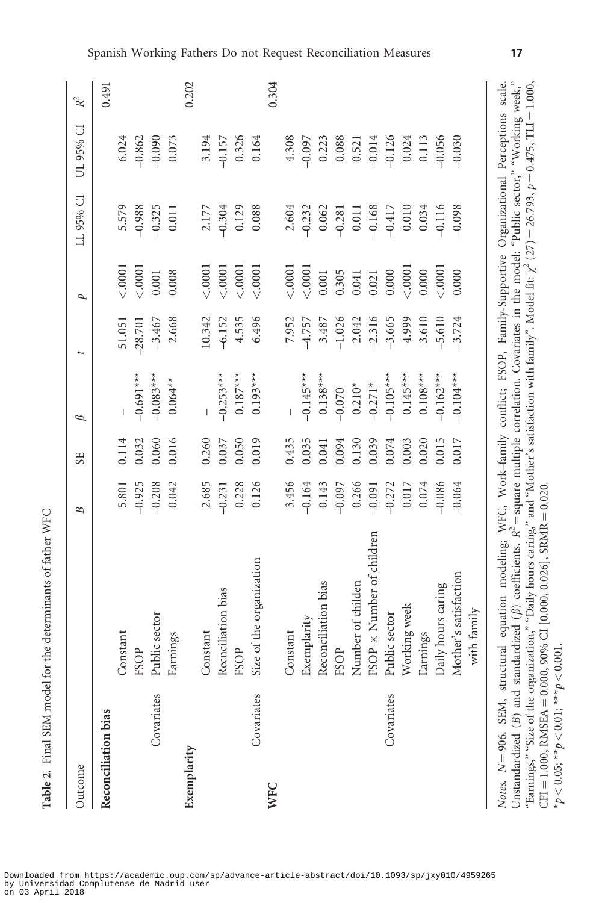**Table 2.** Final SEM model for the determinants of father WFC

| Outcome | | *B* | SE | *β* | *t* | *p* | LL 95% CI | UL 95% CI | $R^2$ |
|---|---|---|---|---|---|---|---|---|---|
| **Reconciliation bias** | | | | | | | | | 0.491 |
| | Constant | 5.801 | 0.114 | – | 51.051 | <.0001 | 5.579 | 6.024 | |
| | FSOP | −0.925 | 0.032 | −0.691*** | −28.701 | <.0001 | −0.988 | −0.862 | |
| Covariates | Public sector | −0.208 | 0.060 | −0.083*** | −3.467 | 0.001 | −0.325 | −0.090 | |
| | Earnings | 0.042 | 0.016 | 0.064** | 2.668 | 0.008 | 0.011 | 0.073 | |
| **Exemplarity** | | | | | | | | | 0.202 |
| | Constant | 2.685 | 0.260 | – | 10.342 | <.0001 | 2.177 | 3.194 | |
| | Recnciliation bias | −0.231 | 0.037 | −0.253*** | −6.152 | <.0001 | −0.304 | −0.157 | |
| | FSOP | 0.228 | 0.050 | 0.187*** | 4.535 | <.0001 | 0.129 | 0.326 | |
| Covariates | Size of the organization | 0.126 | 0.019 | 0.193*** | 6.496 | <.0001 | 0.088 | 0.164 | |
| **WFC** | | | | | | | | | 0.304 |
| | Constant | 3.456 | 0.435 | – | 7.952 | <.0001 | 2.604 | 4.308 | |
| | Exemplarity | −0.164 | 0.035 | −0.145*** | −4.757 | <.0001 | −0.232 | −0.097 | |
| | Reconciliation bias | 0.143 | 0.041 | 0.138*** | 3.487 | 0.001 | 0.062 | 0.223 | |
| | FSOP | −0.097 | 0.094 | −0.070 | −1.026 | 0.305 | −0.281 | 0.088 | |
| | Number of childen | 0.266 | 0.130 | 0.210* | 2.042 | 0.041 | 0.011 | 0.521 | |
| | FSOP × Number of children | −0.091 | 0.039 | −0.271* | −2.316 | 0.021 | −0.168 | −0.014 | |
| Covariates | Public sector | −0.272 | 0.074 | −0.105*** | −3.665 | 0.000 | −0.417 | −0.126 | |
| | Working week | 0.017 | 0.003 | 0.145*** | 4.999 | <.0001 | 0.010 | 0.024 | |
| | Earnings | 0.074 | 0.020 | 0.108*** | 3.610 | 0.000 | 0.034 | 0.113 | |
| | Daily hours caring | −0.086 | 0.015 | −0.162*** | −5.610 | <.0001 | −0.116 | −0.056 | |
| | Mother's satisfaction with family | −0.064 | 0.017 | −0.104*** | −3.724 | 0.000 | −0.098 | −0.030 | |

*Notes.* $N = 906$. SEM, structural equation modeling; WFC, Work–family conflict; FSOP, Family-Supportive Organizational Perceptions scale. Unstandardized (*B*) and standardized (*β*) coefficients. $R^2$ = square multiple correlation. Covariates in the model: "Public sector," "Working week," "Earnings," "Size of the organization," "Daily hours caring," and "Mother's satisfaction with family". Model fit: $\chi^2\,(27) = 26.793$, $p = 0.475$, TLI = 1.000, CFI = 1.000, RMSEA = 0.000, 90% CI [0.000, 0.026], SRMR = 0.020.

$^{*}p < 0.05$; $^{**}p < 0.01$; $^{***}p < 0.001$.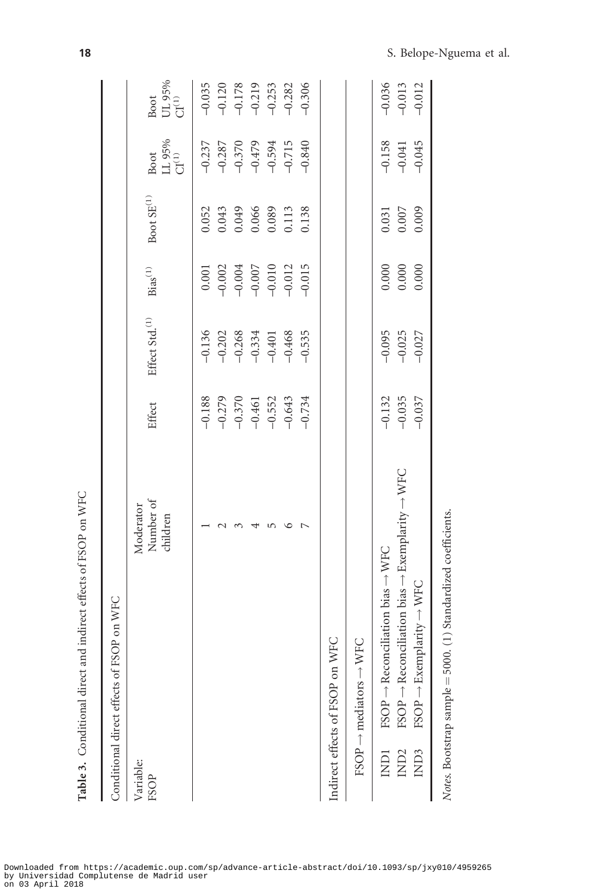**Table 3.** Conditional direct and indirect effects of FSOP on WFC

| Conditional direct effects of FSOP on WFC | | | | | | | | |
|---|---|---|---|---|---|---|---|---|
| Variable: FSOP | | Moderator Number of children | Effect | Effect Std.[1] | Bias[1] | Boot SE[1] | Boot LL 95% CI[1] | Boot UL 95% CI[1] |
| | | 1 | −0.188 | −0.136 | 0.001 | 0.052 | −0.237 | −0.035 |
| | | 2 | −0.279 | −0.202 | −0.002 | 0.043 | −0.287 | −0.120 |
| | | 3 | −0.370 | −0.268 | −0.004 | 0.049 | −0.370 | −0.178 |
| | | 4 | −0.461 | −0.334 | −0.007 | 0.066 | −0.479 | −0.219 |
| | | 5 | −0.552 | −0.401 | −0.010 | 0.089 | −0.594 | −0.253 |
| | | 6 | −0.643 | −0.468 | −0.012 | 0.113 | −0.715 | −0.282 |
| | | 7 | −0.734 | −0.535 | −0.015 | 0.138 | −0.840 | −0.306 |
| **Indirect effects of FSOP on WFC** | | | | | | | | |
| FSOP → mediators → WFC | | | | | | | | |
| IND1 | FSOP → Reconciliation bias → WFC | | −0.132 | −0.095 | 0.000 | 0.031 | −0.158 | −0.036 |
| IND2 | FSOP → Reconciliation bias → Exemplarity → WFC | | −0.035 | −0.025 | 0.000 | 0.007 | −0.041 | −0.013 |
| IND3 | FSOP → Exemplarity → WFC | | −0.037 | −0.027 | 0.000 | 0.009 | −0.045 | −0.012 |

*Notes*. Bootstrap sample = 5000. (1) Standardized coefficients.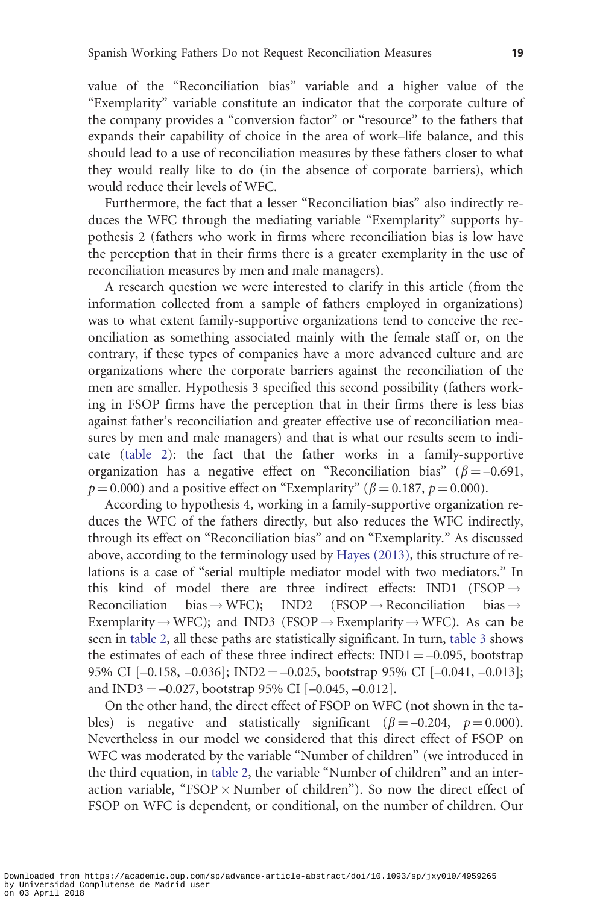value of the "Reconciliation bias" variable and a higher value of the "Exemplarity" variable constitute an indicator that the corporate culture of the company provides a "conversion factor" or "resource" to the fathers that expands their capability of choice in the area of work–life balance, and this should lead to a use of reconciliation measures by these fathers closer to what they would really like to do (in the absence of corporate barriers), which would reduce their levels of WFC.

Furthermore, the fact that a lesser "Reconciliation bias" also indirectly reduces the WFC through the mediating variable "Exemplarity" supports hypothesis 2 (fathers who work in firms where reconciliation bias is low have the perception that in their firms there is a greater exemplarity in the use of reconciliation measures by men and male managers).

A research question we were interested to clarify in this article (from the information collected from a sample of fathers employed in organizations) was to what extent family-supportive organizations tend to conceive the reconciliation as something associated mainly with the female staff or, on the contrary, if these types of companies have a more advanced culture and are organizations where the corporate barriers against the reconciliation of the men are smaller. Hypothesis 3 specified this second possibility (fathers working in FSOP firms have the perception that in their firms there is less bias against father's reconciliation and greater effective use of reconciliation measures by men and male managers) and that is what our results seem to indicate (table 2): the fact that the father works in a family-supportive organization has a negative effect on "Reconciliation bias" ($\beta = -0.691$, $p = 0.000$) and a positive effect on "Exemplarity" ($\beta = 0.187$, $p = 0.000$).

According to hypothesis 4, working in a family-supportive organization reduces the WFC of the fathers directly, but also reduces the WFC indirectly, through its effect on "Reconciliation bias" and on "Exemplarity." As discussed above, according to the terminology used by Hayes (2013), this structure of relations is a case of "serial multiple mediator model with two mediators." In this kind of model there are three indirect effects: IND1 (FSOP → Reconciliation bias → WFC); IND2 (FSOP → Reconciliation bias → Exemplarity → WFC); and IND3 (FSOP → Exemplarity → WFC). As can be seen in table 2, all these paths are statistically significant. In turn, table 3 shows the estimates of each of these three indirect effects: IND1 = –0.095, bootstrap 95% CI [–0.158, –0.036]; IND2 = –0.025, bootstrap 95% CI [–0.041, –0.013]; and IND3 = –0.027, bootstrap 95% CI [–0.045, –0.012].

On the other hand, the direct effect of FSOP on WFC (not shown in the tables) is negative and statistically significant ($\beta = -0.204$, $p = 0.000$). Nevertheless in our model we considered that this direct effect of FSOP on WFC was moderated by the variable "Number of children" (we introduced in the third equation, in table 2, the variable "Number of children" and an interaction variable, "FSOP × Number of children"). So now the direct effect of FSOP on WFC is dependent, or conditional, on the number of children. Our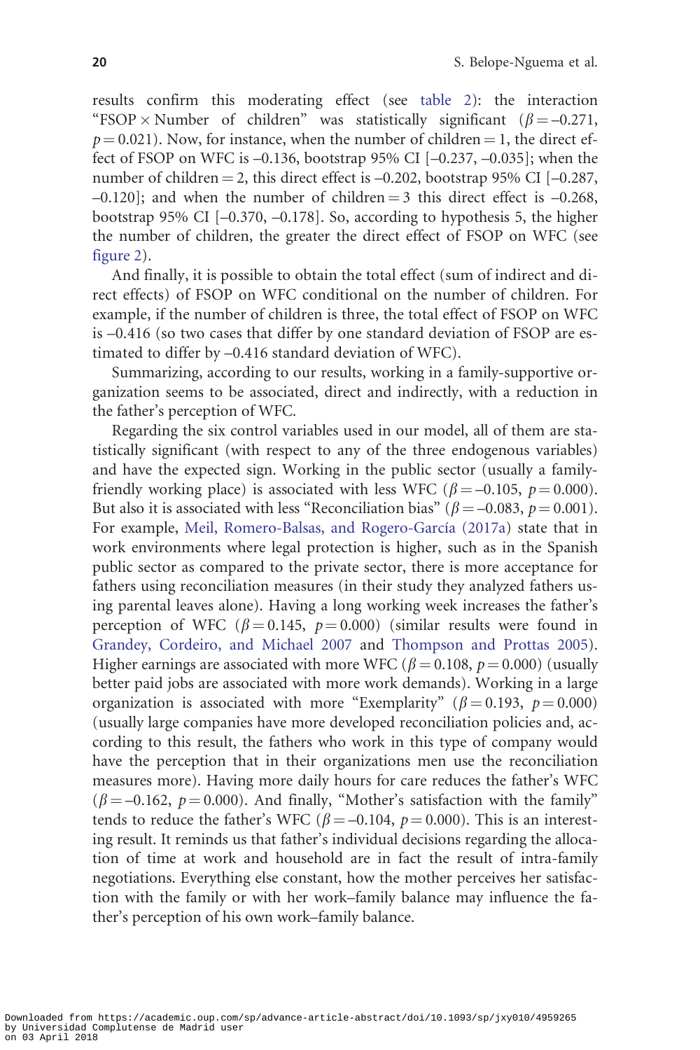results confirm this moderating effect (see table 2): the interaction "FSOP × Number of children" was statistically significant ($\beta = -0.271$, $p = 0.021$). Now, for instance, when the number of children = 1, the direct effect of FSOP on WFC is –0.136, bootstrap 95% CI [–0.237, –0.035]; when the number of children = 2, this direct effect is –0.202, bootstrap 95% CI [–0.287, –0.120]; and when the number of children = 3 this direct effect is –0.268, bootstrap 95% CI [–0.370, –0.178]. So, according to hypothesis 5, the higher the number of children, the greater the direct effect of FSOP on WFC (see figure 2).

And finally, it is possible to obtain the total effect (sum of indirect and direct effects) of FSOP on WFC conditional on the number of children. For example, if the number of children is three, the total effect of FSOP on WFC is –0.416 (so two cases that differ by one standard deviation of FSOP are estimated to differ by –0.416 standard deviation of WFC).

Summarizing, according to our results, working in a family-supportive organization seems to be associated, direct and indirectly, with a reduction in the father's perception of WFC.

Regarding the six control variables used in our model, all of them are statistically significant (with respect to any of the three endogenous variables) and have the expected sign. Working in the public sector (usually a family-friendly working place) is associated with less WFC ($\beta = -0.105$, $p = 0.000$). But also it is associated with less "Reconciliation bias" ($\beta = -0.083$, $p = 0.001$). For example, Meil, Romero-Balsas, and Rogero-García (2017a) state that in work environments where legal protection is higher, such as in the Spanish public sector as compared to the private sector, there is more acceptance for fathers using reconciliation measures (in their study they analyzed fathers using parental leaves alone). Having a long working week increases the father's perception of WFC ($\beta = 0.145$, $p = 0.000$) (similar results were found in Grandey, Cordeiro, and Michael 2007 and Thompson and Prottas 2005). Higher earnings are associated with more WFC ($\beta = 0.108$, $p = 0.000$) (usually better paid jobs are associated with more work demands). Working in a large organization is associated with more "Exemplarity" ($\beta = 0.193$, $p = 0.000$) (usually large companies have more developed reconciliation policies and, according to this result, the fathers who work in this type of company would have the perception that in their organizations men use the reconciliation measures more). Having more daily hours for care reduces the father's WFC ($\beta = -0.162$, $p = 0.000$). And finally, "Mother's satisfaction with the family" tends to reduce the father's WFC ($\beta = -0.104$, $p = 0.000$). This is an interesting result. It reminds us that father's individual decisions regarding the allocation of time at work and household are in fact the result of intra-family negotiations. Everything else constant, how the mother perceives her satisfaction with the family or with her work–family balance may influence the father's perception of his own work–family balance.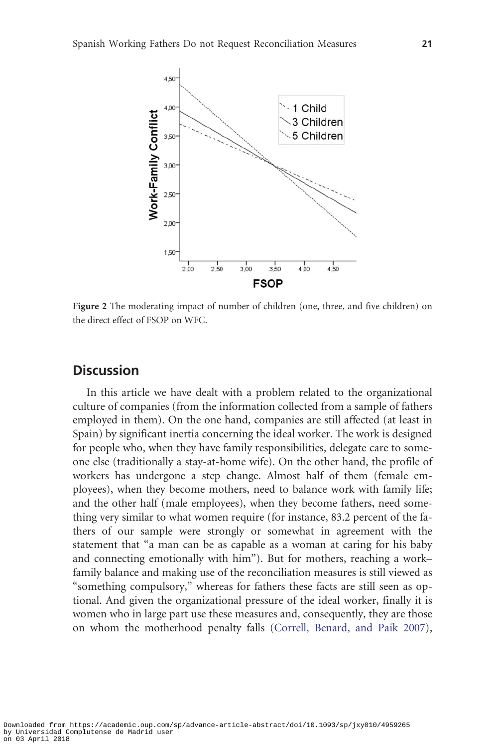**Figure 2** The moderating impact of number of children (one, three, and five children) on the direct effect of FSOP on WFC.

## Discussion

In this article we have dealt with a problem related to the organizational culture of companies (from the information collected from a sample of fathers employed in them). On the one hand, companies are still affected (at least in Spain) by significant inertia concerning the ideal worker. The work is designed for people who, when they have family responsibilities, delegate care to someone else (traditionally a stay-at-home wife). On the other hand, the profile of workers has undergone a step change. Almost half of them (female employees), when they become mothers, need to balance work with family life; and the other half (male employees), when they become fathers, need something very similar to what women require (for instance, 83.2 percent of the fathers of our sample were strongly or somewhat in agreement with the statement that "a man can be as capable as a woman at caring for his baby and connecting emotionally with him"). But for mothers, reaching a work–family balance and making use of the reconciliation measures is still viewed as "something compulsory," whereas for fathers these facts are still seen as optional. And given the organizational pressure of the ideal worker, finally it is women who in large part use these measures and, consequently, they are those on whom the motherhood penalty falls (Correll, Benard, and Paik 2007),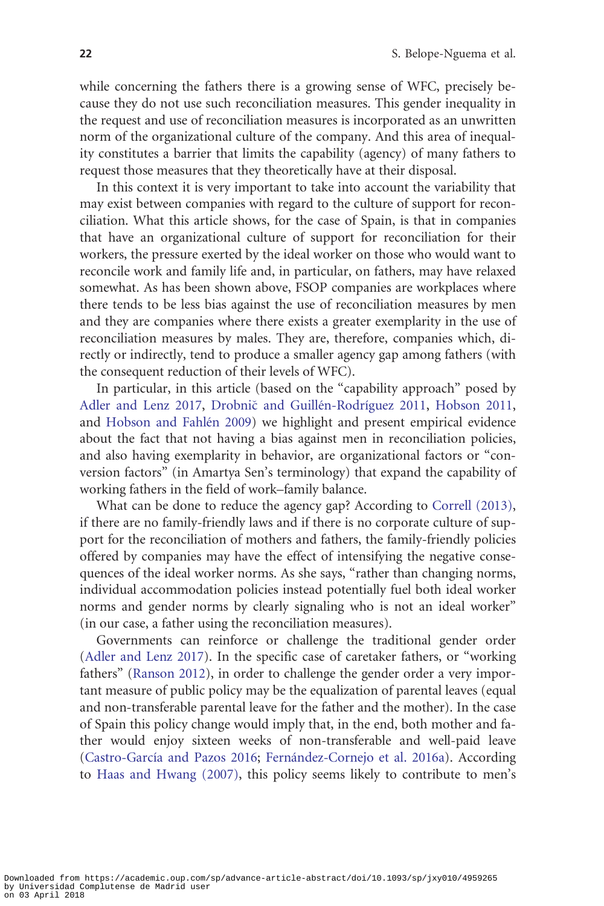while concerning the fathers there is a growing sense of WFC, precisely because they do not use such reconciliation measures. This gender inequality in the request and use of reconciliation measures is incorporated as an unwritten norm of the organizational culture of the company. And this area of inequality constitutes a barrier that limits the capability (agency) of many fathers to request those measures that they theoretically have at their disposal.

In this context it is very important to take into account the variability that may exist between companies with regard to the culture of support for reconciliation. What this article shows, for the case of Spain, is that in companies that have an organizational culture of support for reconciliation for their workers, the pressure exerted by the ideal worker on those who would want to reconcile work and family life and, in particular, on fathers, may have relaxed somewhat. As has been shown above, FSOP companies are workplaces where there tends to be less bias against the use of reconciliation measures by men and they are companies where there exists a greater exemplarity in the use of reconciliation measures by males. They are, therefore, companies which, directly or indirectly, tend to produce a smaller agency gap among fathers (with the consequent reduction of their levels of WFC).

In particular, in this article (based on the "capability approach" posed by Adler and Lenz 2017, Drobnič and Guillén-Rodríguez 2011, Hobson 2011, and Hobson and Fahlén 2009) we highlight and present empirical evidence about the fact that not having a bias against men in reconciliation policies, and also having exemplarity in behavior, are organizational factors or "conversion factors" (in Amartya Sen's terminology) that expand the capability of working fathers in the field of work–family balance.

What can be done to reduce the agency gap? According to Correll (2013), if there are no family-friendly laws and if there is no corporate culture of support for the reconciliation of mothers and fathers, the family-friendly policies offered by companies may have the effect of intensifying the negative consequences of the ideal worker norms. As she says, "rather than changing norms, individual accommodation policies instead potentially fuel both ideal worker norms and gender norms by clearly signaling who is not an ideal worker" (in our case, a father using the reconciliation measures).

Governments can reinforce or challenge the traditional gender order (Adler and Lenz 2017). In the specific case of caretaker fathers, or "working fathers" (Ranson 2012), in order to challenge the gender order a very important measure of public policy may be the equalization of parental leaves (equal and non-transferable parental leave for the father and the mother). In the case of Spain this policy change would imply that, in the end, both mother and father would enjoy sixteen weeks of non-transferable and well-paid leave (Castro-García and Pazos 2016; Fernández-Cornejo et al. 2016a). According to Haas and Hwang (2007), this policy seems likely to contribute to men's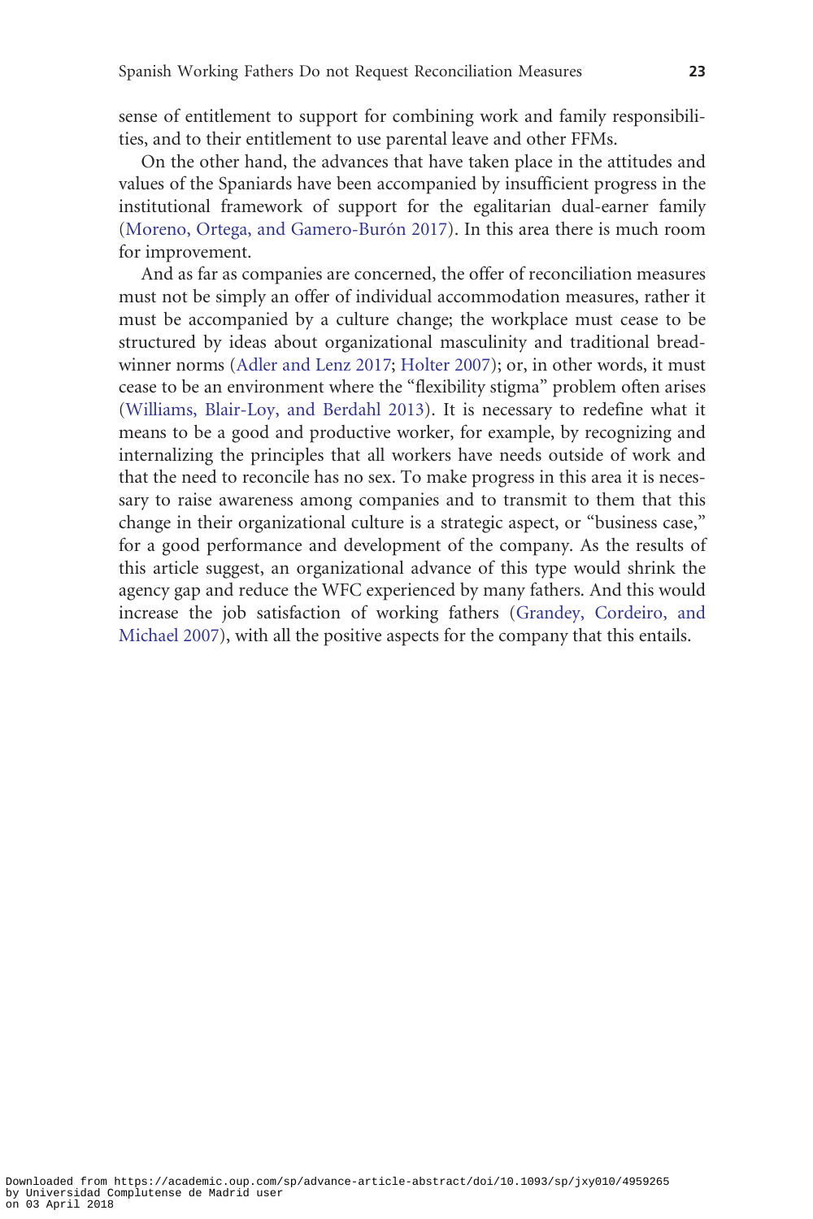sense of entitlement to support for combining work and family responsibilities, and to their entitlement to use parental leave and other FFMs.

On the other hand, the advances that have taken place in the attitudes and values of the Spaniards have been accompanied by insufficient progress in the institutional framework of support for the egalitarian dual-earner family (Moreno, Ortega, and Gamero-Burón 2017). In this area there is much room for improvement.

And as far as companies are concerned, the offer of reconciliation measures must not be simply an offer of individual accommodation measures, rather it must be accompanied by a culture change; the workplace must cease to be structured by ideas about organizational masculinity and traditional breadwinner norms (Adler and Lenz 2017; Holter 2007); or, in other words, it must cease to be an environment where the "flexibility stigma" problem often arises (Williams, Blair-Loy, and Berdahl 2013). It is necessary to redefine what it means to be a good and productive worker, for example, by recognizing and internalizing the principles that all workers have needs outside of work and that the need to reconcile has no sex. To make progress in this area it is necessary to raise awareness among companies and to transmit to them that this change in their organizational culture is a strategic aspect, or "business case," for a good performance and development of the company. As the results of this article suggest, an organizational advance of this type would shrink the agency gap and reduce the WFC experienced by many fathers. And this would increase the job satisfaction of working fathers (Grandey, Cordeiro, and Michael 2007), with all the positive aspects for the company that this entails.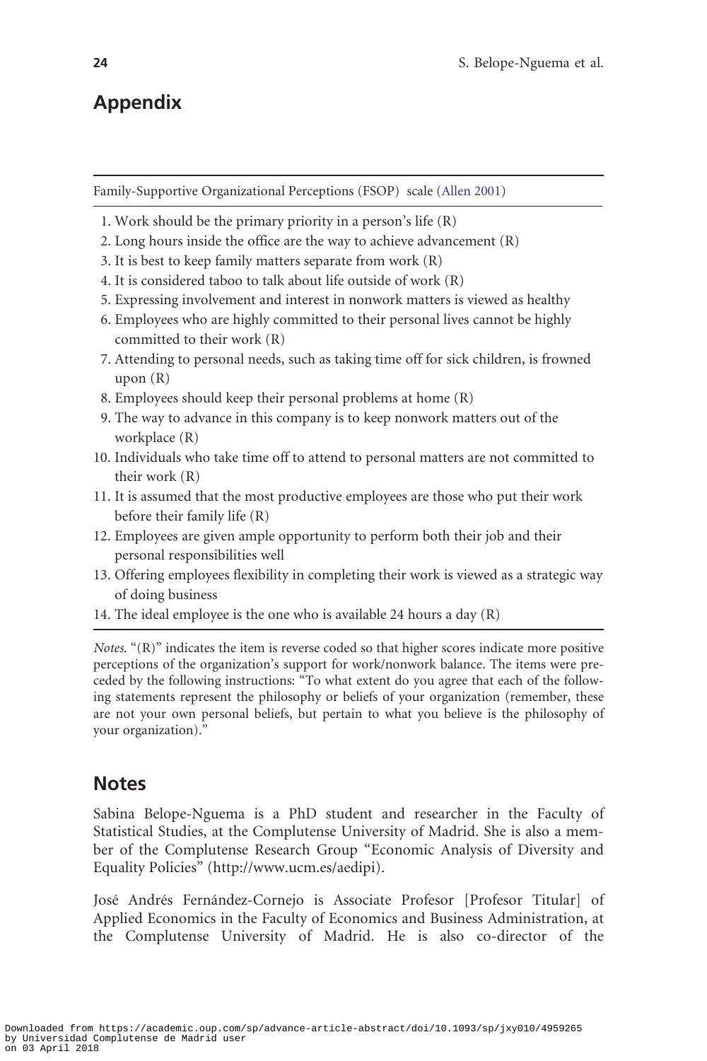## Appendix

Family-Supportive Organizational Perceptions (FSOP) scale (Allen 2001)

1. Work should be the primary priority in a person's life (R)
2. Long hours inside the office are the way to achieve advancement (R)
3. It is best to keep family matters separate from work (R)
4. It is considered taboo to talk about life outside of work (R)
5. Expressing involvement and interest in nonwork matters is viewed as healthy
6. Employees who are highly committed to their personal lives cannot be highly committed to their work (R)
7. Attending to personal needs, such as taking time off for sick children, is frowned upon (R)
8. Employees should keep their personal problems at home (R)
9. The way to advance in this company is to keep nonwork matters out of the workplace (R)
10. Individuals who take time off to attend to personal matters are not committed to their work (R)
11. It is assumed that the most productive employees are those who put their work before their family life (R)
12. Employees are given ample opportunity to perform both their job and their personal responsibilities well
13. Offering employees flexibility in completing their work is viewed as a strategic way of doing business
14. The ideal employee is the one who is available 24 hours a day (R)

*Notes*. "(R)" indicates the item is reverse coded so that higher scores indicate more positive perceptions of the organization's support for work/nonwork balance. The items were preceded by the following instructions: "To what extent do you agree that each of the following statements represent the philosophy or beliefs of your organization (remember, these are not your own personal beliefs, but pertain to what you believe is the philosophy of your organization)."

## Notes

Sabina Belope-Nguema is a PhD student and researcher in the Faculty of Statistical Studies, at the Complutense University of Madrid. She is also a member of the Complutense Research Group "Economic Analysis of Diversity and Equality Policies" (http://www.ucm.es/aedipi).

José Andrés Fernández-Cornejo is Associate Profesor [Profesor Titular] of Applied Economics in the Faculty of Economics and Business Administration, at the Complutense University of Madrid. He is also co-director of the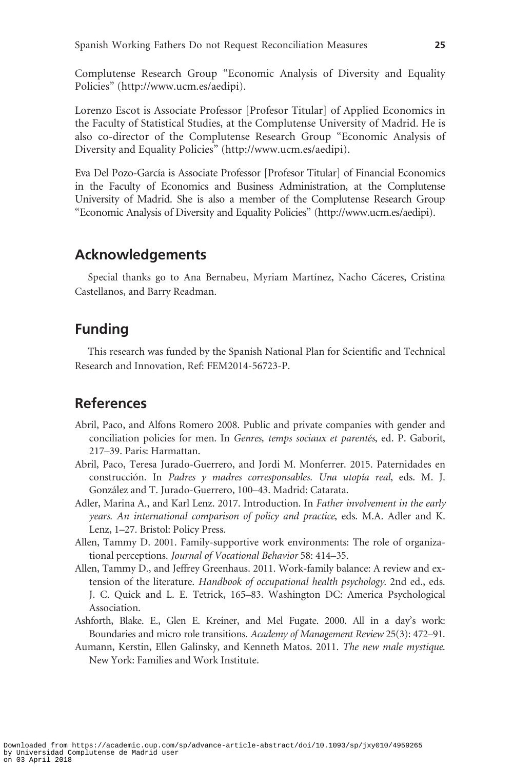Complutense Research Group "Economic Analysis of Diversity and Equality Policies" (http://www.ucm.es/aedipi).

Lorenzo Escot is Associate Professor [Profesor Titular] of Applied Economics in the Faculty of Statistical Studies, at the Complutense University of Madrid. He is also co-director of the Complutense Research Group "Economic Analysis of Diversity and Equality Policies" (http://www.ucm.es/aedipi).

Eva Del Pozo-García is Associate Professor [Profesor Titular] of Financial Economics in the Faculty of Economics and Business Administration, at the Complutense University of Madrid. She is also a member of the Complutense Research Group "Economic Analysis of Diversity and Equality Policies" (http://www.ucm.es/aedipi).

## Acknowledgements

Special thanks go to Ana Bernabeu, Myriam Martínez, Nacho Cáceres, Cristina Castellanos, and Barry Readman.

## Funding

This research was funded by the Spanish National Plan for Scientific and Technical Research and Innovation, Ref: FEM2014-56723-P.

## References

Abril, Paco, and Alfons Romero 2008. Public and private companies with gender and conciliation policies for men. In *Genres, temps sociaux et parentés*, ed. P. Gaborit, 217–39. Paris: Harmattan.

Abril, Paco, Teresa Jurado-Guerrero, and Jordi M. Monferrer. 2015. Paternidades en construcción. In *Padres y madres corresponsables. Una utopía real*, eds. M. J. González and T. Jurado-Guerrero, 100–43. Madrid: Catarata.

Adler, Marina A., and Karl Lenz. 2017. Introduction. In *Father involvement in the early years. An international comparison of policy and practice*, eds. M.A. Adler and K. Lenz, 1–27. Bristol: Policy Press.

Allen, Tammy D. 2001. Family-supportive work environments: The role of organizational perceptions. *Journal of Vocational Behavior* 58: 414–35.

Allen, Tammy D., and Jeffrey Greenhaus. 2011. Work-family balance: A review and extension of the literature. *Handbook of occupational health psychology*. 2nd ed., eds. J. C. Quick and L. E. Tetrick, 165–83. Washington DC: America Psychological Association.

Ashforth, Blake. E., Glen E. Kreiner, and Mel Fugate. 2000. All in a day's work: Boundaries and micro role transitions. *Academy of Management Review* 25(3): 472–91.

Aumann, Kerstin, Ellen Galinsky, and Kenneth Matos. 2011. *The new male mystique*. New York: Families and Work Institute.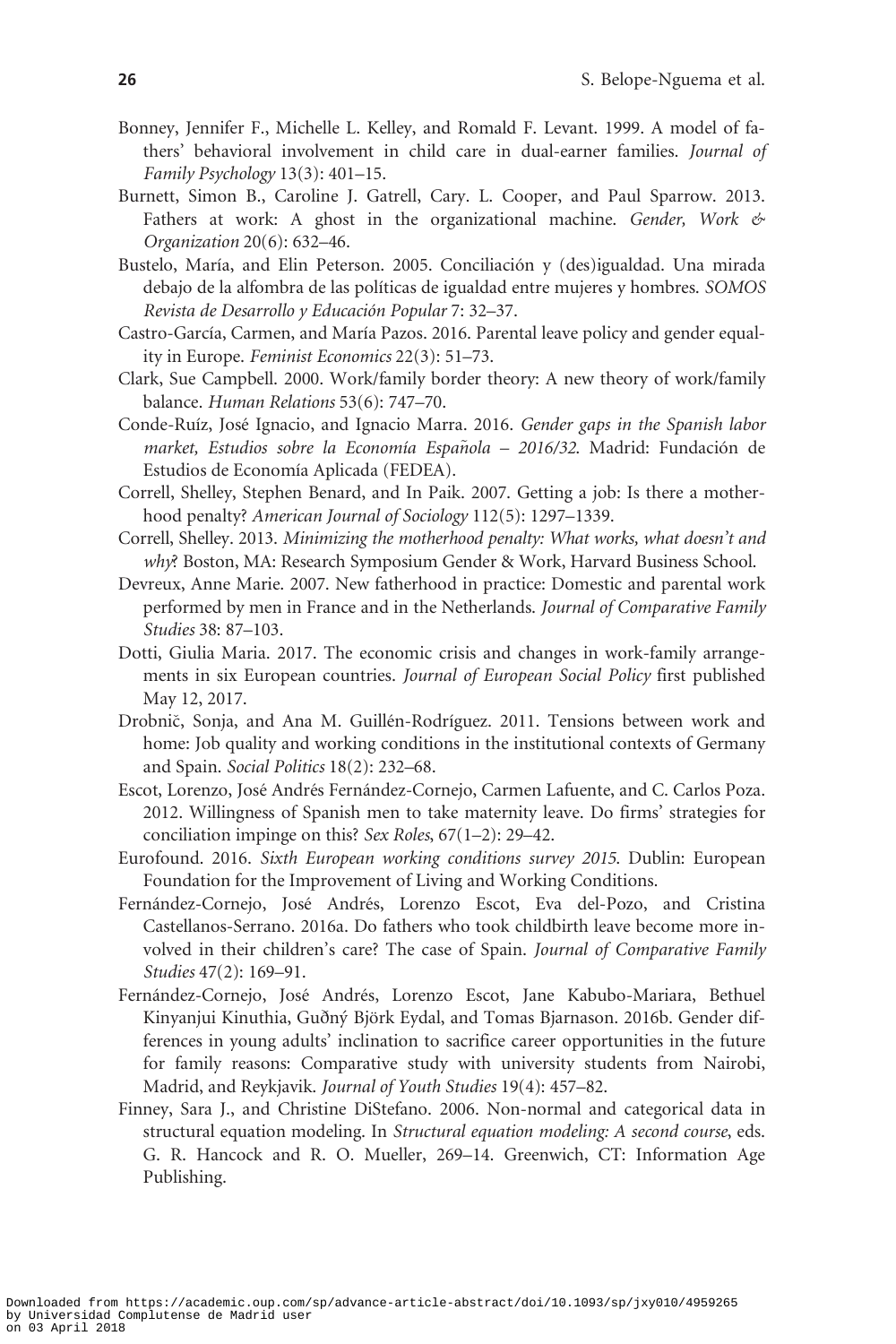Bonney, Jennifer F., Michelle L. Kelley, and Romald F. Levant. 1999. A model of fathers' behavioral involvement in child care in dual-earner families. *Journal of Family Psychology* 13(3): 401–15.

Burnett, Simon B., Caroline J. Gatrell, Cary. L. Cooper, and Paul Sparrow. 2013. Fathers at work: A ghost in the organizational machine. *Gender, Work & Organization* 20(6): 632–46.

Bustelo, María, and Elin Peterson. 2005. Conciliación y (des)igualdad. Una mirada debajo de la alfombra de las políticas de igualdad entre mujeres y hombres. *SOMOS Revista de Desarrollo y Educación Popular* 7: 32–37.

Castro-García, Carmen, and María Pazos. 2016. Parental leave policy and gender equality in Europe. *Feminist Economics* 22(3): 51–73.

Clark, Sue Campbell. 2000. Work/family border theory: A new theory of work/family balance. *Human Relations* 53(6): 747–70.

Conde-Ruíz, José Ignacio, and Ignacio Marra. 2016. *Gender gaps in the Spanish labor market, Estudios sobre la Economía Española – 2016/32*. Madrid: Fundación de Estudios de Economía Aplicada (FEDEA).

Correll, Shelley, Stephen Benard, and In Paik. 2007. Getting a job: Is there a motherhood penalty? *American Journal of Sociology* 112(5): 1297–1339.

Correll, Shelley. 2013. *Minimizing the motherhood penalty: What works, what doesn't and why*? Boston, MA: Research Symposium Gender & Work, Harvard Business School.

Devreux, Anne Marie. 2007. New fatherhood in practice: Domestic and parental work performed by men in France and in the Netherlands. *Journal of Comparative Family Studies* 38: 87–103.

Dotti, Giulia Maria. 2017. The economic crisis and changes in work-family arrangements in six European countries. *Journal of European Social Policy* first published May 12, 2017.

Drobnič, Sonja, and Ana M. Guillén-Rodríguez. 2011. Tensions between work and home: Job quality and working conditions in the institutional contexts of Germany and Spain. *Social Politics* 18(2): 232–68.

Escot, Lorenzo, José Andrés Fernández-Cornejo, Carmen Lafuente, and C. Carlos Poza. 2012. Willingness of Spanish men to take maternity leave. Do firms' strategies for conciliation impinge on this? *Sex Roles*, 67(1–2): 29–42.

Eurofound. 2016. *Sixth European working conditions survey 2015*. Dublin: European Foundation for the Improvement of Living and Working Conditions.

Fernández-Cornejo, José Andrés, Lorenzo Escot, Eva del-Pozo, and Cristina Castellanos-Serrano. 2016a. Do fathers who took childbirth leave become more involved in their children's care? The case of Spain. *Journal of Comparative Family Studies* 47(2): 169–91.

Fernández-Cornejo, José Andrés, Lorenzo Escot, Jane Kabubo-Mariara, Bethuel Kinyanjui Kinuthia, Guðný Björk Eydal, and Tomas Bjarnason. 2016b. Gender differences in young adults' inclination to sacrifice career opportunities in the future for family reasons: Comparative study with university students from Nairobi, Madrid, and Reykjavik. *Journal of Youth Studies* 19(4): 457–82.

Finney, Sara J., and Christine DiStefano. 2006. Non-normal and categorical data in structural equation modeling. In *Structural equation modeling: A second course*, eds. G. R. Hancock and R. O. Mueller, 269–14. Greenwich, CT: Information Age Publishing.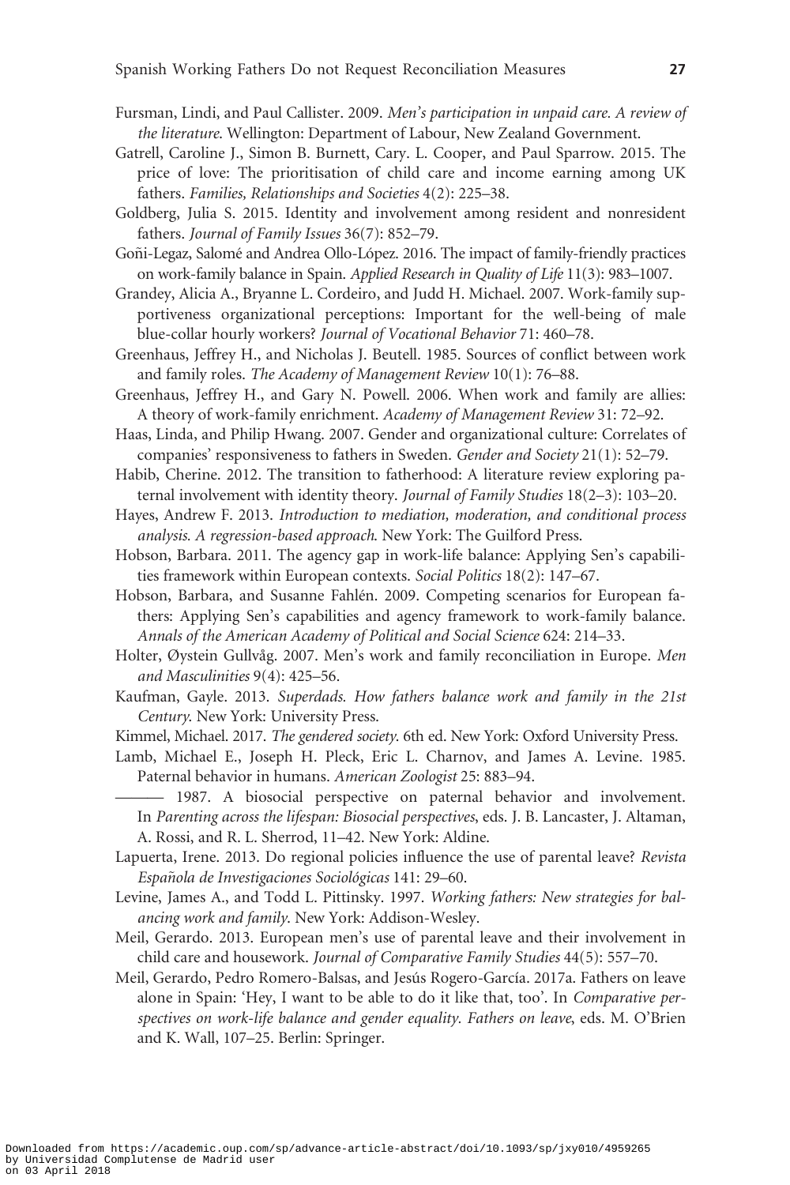Fursman, Lindi, and Paul Callister. 2009. *Men's participation in unpaid care. A review of the literature*. Wellington: Department of Labour, New Zealand Government.

Gatrell, Caroline J., Simon B. Burnett, Cary. L. Cooper, and Paul Sparrow. 2015. The price of love: The prioritisation of child care and income earning among UK fathers. *Families, Relationships and Societies* 4(2): 225–38.

Goldberg, Julia S. 2015. Identity and involvement among resident and nonresident fathers. *Journal of Family Issues* 36(7): 852–79.

Goñi-Legaz, Salomé and Andrea Ollo-López. 2016. The impact of family-friendly practices on work-family balance in Spain. *Applied Research in Quality of Life* 11(3): 983–1007.

Grandey, Alicia A., Bryanne L. Cordeiro, and Judd H. Michael. 2007. Work-family supportiveness organizational perceptions: Important for the well-being of male blue-collar hourly workers? *Journal of Vocational Behavior* 71: 460–78.

Greenhaus, Jeffrey H., and Nicholas J. Beutell. 1985. Sources of conflict between work and family roles. *The Academy of Management Review* 10(1): 76–88.

Greenhaus, Jeffrey H., and Gary N. Powell. 2006. When work and family are allies: A theory of work-family enrichment. *Academy of Management Review* 31: 72–92.

Haas, Linda, and Philip Hwang. 2007. Gender and organizational culture: Correlates of companies' responsiveness to fathers in Sweden. *Gender and Society* 21(1): 52–79.

Habib, Cherine. 2012. The transition to fatherhood: A literature review exploring paternal involvement with identity theory. *Journal of Family Studies* 18(2–3): 103–20.

Hayes, Andrew F. 2013. *Introduction to mediation, moderation, and conditional process analysis. A regression-based approach*. New York: The Guilford Press.

Hobson, Barbara. 2011. The agency gap in work-life balance: Applying Sen's capabilities framework within European contexts. *Social Politics* 18(2): 147–67.

Hobson, Barbara, and Susanne Fahlén. 2009. Competing scenarios for European fathers: Applying Sen's capabilities and agency framework to work-family balance. *Annals of the American Academy of Political and Social Science* 624: 214–33.

Holter, Øystein Gullvåg. 2007. Men's work and family reconciliation in Europe. *Men and Masculinities* 9(4): 425–56.

Kaufman, Gayle. 2013. *Superdads. How fathers balance work and family in the 21st Century*. New York: University Press.

Kimmel, Michael. 2017. *The gendered society*. 6th ed. New York: Oxford University Press.

Lamb, Michael E., Joseph H. Pleck, Eric L. Charnov, and James A. Levine. 1985. Paternal behavior in humans. *American Zoologist* 25: 883–94.

——— 1987. A biosocial perspective on paternal behavior and involvement. In *Parenting across the lifespan: Biosocial perspectives*, eds. J. B. Lancaster, J. Altaman, A. Rossi, and R. L. Sherrod, 11–42. New York: Aldine.

Lapuerta, Irene. 2013. Do regional policies influence the use of parental leave? *Revista Española de Investigaciones Sociológicas* 141: 29–60.

Levine, James A., and Todd L. Pittinsky. 1997. *Working fathers: New strategies for balancing work and family*. New York: Addison-Wesley.

Meil, Gerardo. 2013. European men's use of parental leave and their involvement in child care and housework. *Journal of Comparative Family Studies* 44(5): 557–70.

Meil, Gerardo, Pedro Romero-Balsas, and Jesús Rogero-García. 2017a. Fathers on leave alone in Spain: 'Hey, I want to be able to do it like that, too'. In *Comparative perspectives on work-life balance and gender equality. Fathers on leave*, eds. M. O'Brien and K. Wall, 107–25. Berlin: Springer.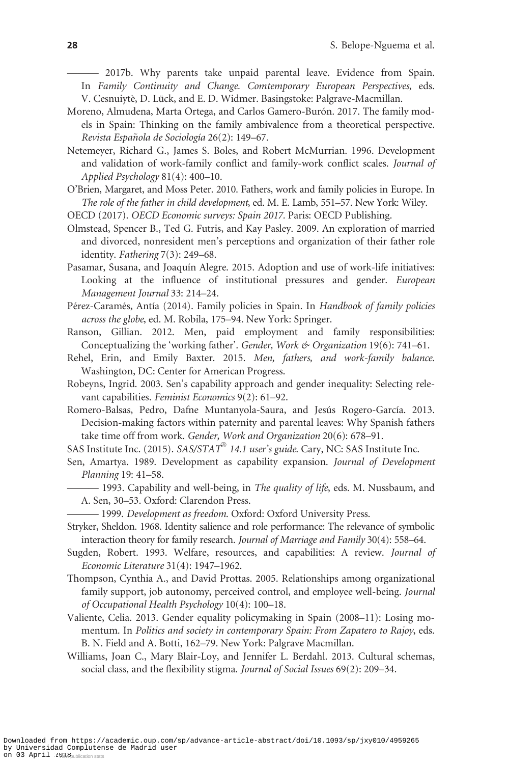——— 2017b. Why parents take unpaid parental leave. Evidence from Spain. In *Family Continuity and Change. Comtemporary European Perspectives*, eds. V. Cesnuiytè, D. Lück, and E. D. Widmer. Basingstoke: Palgrave-Macmillan.

Moreno, Almudena, Marta Ortega, and Carlos Gamero-Burón. 2017. The family models in Spain: Thinking on the family ambivalence from a theoretical perspective. *Revista Española de Sociología* 26(2): 149–67.

Netemeyer, Richard G., James S. Boles, and Robert McMurrian. 1996. Development and validation of work-family conflict and family-work conflict scales. *Journal of Applied Psychology* 81(4): 400–10.

O'Brien, Margaret, and Moss Peter. 2010. Fathers, work and family policies in Europe. In *The role of the father in child development*, ed. M. E. Lamb, 551–57. New York: Wiley.

OECD (2017). *OECD Economic surveys: Spain 2017*. Paris: OECD Publishing.

Olmstead, Spencer B., Ted G. Futris, and Kay Pasley. 2009. An exploration of married and divorced, nonresident men's perceptions and organization of their father role identity. *Fathering* 7(3): 249–68.

Pasamar, Susana, and Joaquín Alegre. 2015. Adoption and use of work-life initiatives: Looking at the influence of institutional pressures and gender. *European Management Journal* 33: 214–24.

Pérez-Caramés, Antía (2014). Family policies in Spain. In *Handbook of family policies across the globe*, ed. M. Robila, 175–94. New York: Springer.

Ranson, Gillian. 2012. Men, paid employment and family responsibilities: Conceptualizing the 'working father'. *Gender, Work & Organization* 19(6): 741–61.

Rehel, Erin, and Emily Baxter. 2015. *Men, fathers, and work-family balance*. Washington, DC: Center for American Progress.

Robeyns, Ingrid. 2003. Sen's capability approach and gender inequality: Selecting relevant capabilities. *Feminist Economics* 9(2): 61–92.

Romero-Balsas, Pedro, Dafne Muntanyola-Saura, and Jesús Rogero-García. 2013. Decision-making factors within paternity and parental leaves: Why Spanish fathers take time off from work. *Gender, Work and Organization* 20(6): 678–91.

SAS Institute Inc. (2015). *SAS/STAT® 14.1 user's guide*. Cary, NC: SAS Institute Inc.

Sen, Amartya. 1989. Development as capability expansion. *Journal of Development Planning* 19: 41–58.

——— 1993. Capability and well-being, in *The quality of life*, eds. M. Nussbaum, and A. Sen, 30–53. Oxford: Clarendon Press.

——— 1999. *Development as freedom*. Oxford: Oxford University Press.

Stryker, Sheldon. 1968. Identity salience and role performance: The relevance of symbolic interaction theory for family research. *Journal of Marriage and Family* 30(4): 558–64.

Sugden, Robert. 1993. Welfare, resources, and capabilities: A review. *Journal of Economic Literature* 31(4): 1947–1962.

Thompson, Cynthia A., and David Prottas. 2005. Relationships among organizational family support, job autonomy, perceived control, and employee well-being. *Journal of Occupational Health Psychology* 10(4): 100–18.

Valiente, Celia. 2013. Gender equality policymaking in Spain (2008–11): Losing momentum. In *Politics and society in contemporary Spain: From Zapatero to Rajoy*, eds. B. N. Field and A. Botti, 162–79. New York: Palgrave Macmillan.

Williams, Joan C., Mary Blair-Loy, and Jennifer L. Berdahl. 2013. Cultural schemas, social class, and the flexibility stigma. *Journal of Social Issues* 69(2): 209–34.